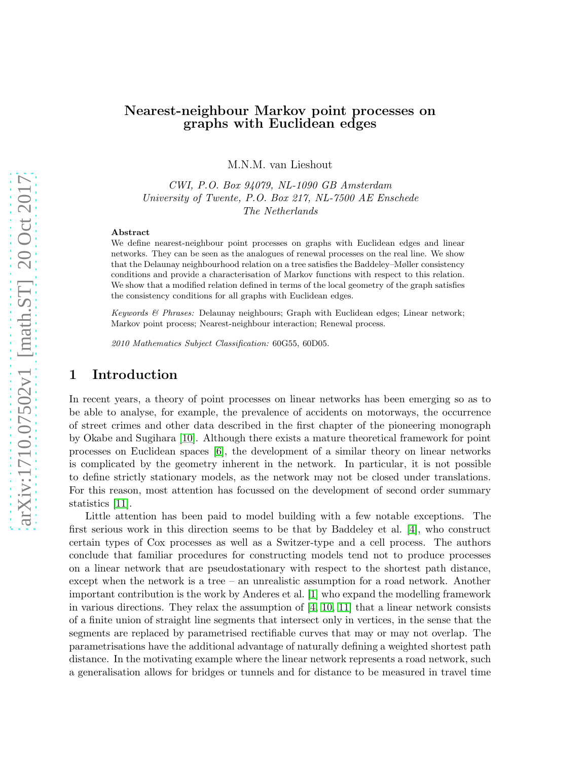# Nearest-neighbour Markov point processes on graphs with Euclidean edges

M.N.M. van Lieshout

*CWI, P.O. Box 94079, NL-1090 GB Amsterdam*
*University of Twente, P.O. Box 217, NL-7500 AE Enschede*
*The Netherlands*

**Abstract**

We define nearest-neighbour point processes on graphs with Euclidean edges and linear networks. They can be seen as the analogues of renewal processes on the real line. We show that the Delaunay neighbourhood relation on a tree satisfies the Baddeley–Møller consistency conditions and provide a characterisation of Markov functions with respect to this relation. We show that a modified relation defined in terms of the local geometry of the graph satisfies the consistency conditions for all graphs with Euclidean edges.

*Keywords & Phrases:* Delaunay neighbours; Graph with Euclidean edges; Linear network; Markov point process; Nearest-neighbour interaction; Renewal process.

*2010 Mathematics Subject Classification:* 60G55, 60D05.

## 1 Introduction

In recent years, a theory of point processes on linear networks has been emerging so as to be able to analyse, for example, the prevalence of accidents on motorways, the occurrence of street crimes and other data described in the first chapter of the pioneering monograph by Okabe and Sugihara [10]. Although there exists a mature theoretical framework for point processes on Euclidean spaces [6], the development of a similar theory on linear networks is complicated by the geometry inherent in the network. In particular, it is not possible to define strictly stationary models, as the network may not be closed under translations. For this reason, most attention has focussed on the development of second order summary statistics [11].

Little attention has been paid to model building with a few notable exceptions. The first serious work in this direction seems to be that by Baddeley et al. [4], who construct certain types of Cox processes as well as a Switzer-type and a cell process. The authors conclude that familiar procedures for constructing models tend not to produce processes on a linear network that are pseudostationary with respect to the shortest path distance, except when the network is a tree – an unrealistic assumption for a road network. Another important contribution is the work by Anderes et al. [1] who expand the modelling framework in various directions. They relax the assumption of [4, 10, 11] that a linear network consists of a finite union of straight line segments that intersect only in vertices, in the sense that the segments are replaced by parametrised rectifiable curves that may or may not overlap. The parametrisations have the additional advantage of naturally defining a weighted shortest path distance. In the motivating example where the linear network represents a road network, such a generalisation allows for bridges or tunnels and for distance to be measured in travel time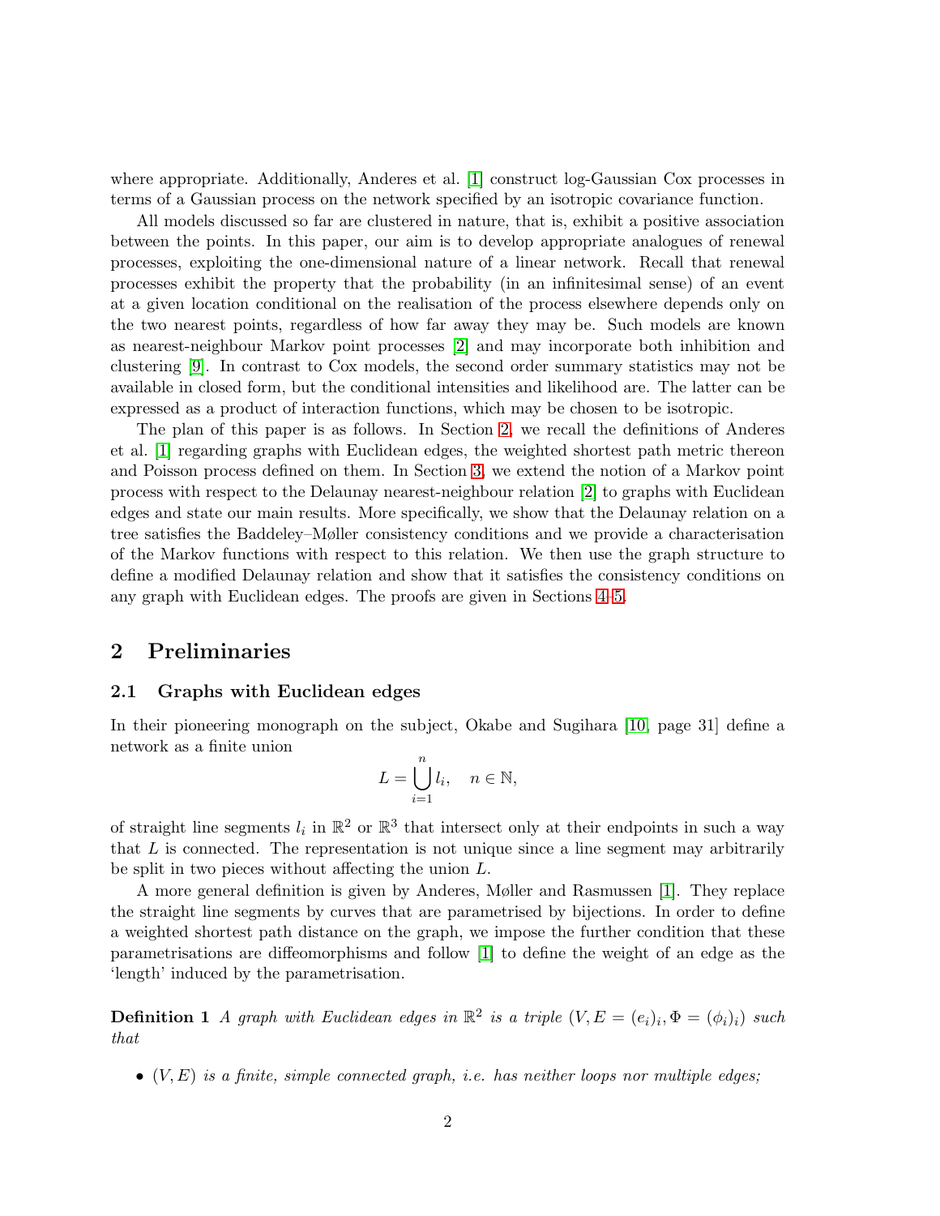where appropriate. Additionally, Anderes et al. [1] construct log-Gaussian Cox processes in terms of a Gaussian process on the network specified by an isotropic covariance function.

All models discussed so far are clustered in nature, that is, exhibit a positive association between the points. In this paper, our aim is to develop appropriate analogues of renewal processes, exploiting the one-dimensional nature of a linear network. Recall that renewal processes exhibit the property that the probability (in an infinitesimal sense) of an event at a given location conditional on the realisation of the process elsewhere depends only on the two nearest points, regardless of how far away they may be. Such models are known as nearest-neighbour Markov point processes [2] and may incorporate both inhibition and clustering [9]. In contrast to Cox models, the second order summary statistics may not be available in closed form, but the conditional intensities and likelihood are. The latter can be expressed as a product of interaction functions, which may be chosen to be isotropic.

The plan of this paper is as follows. In Section 2, we recall the definitions of Anderes et al. [1] regarding graphs with Euclidean edges, the weighted shortest path metric thereon and Poisson process defined on them. In Section 3, we extend the notion of a Markov point process with respect to the Delaunay nearest-neighbour relation [2] to graphs with Euclidean edges and state our main results. More specifically, we show that the Delaunay relation on a tree satisfies the Baddeley–Møller consistency conditions and we provide a characterisation of the Markov functions with respect to this relation. We then use the graph structure to define a modified Delaunay relation and show that it satisfies the consistency conditions on any graph with Euclidean edges. The proofs are given in Sections 4–5.

## 2 Preliminaries

### 2.1 Graphs with Euclidean edges

In their pioneering monograph on the subject, Okabe and Sugihara [10, page 31] define a network as a finite union

$$L = \bigcup_{i=1}^{n} l_i, \quad n \in \mathbb{N},$$

of straight line segments $l_i$ in $\mathbb{R}^2$ or $\mathbb{R}^3$ that intersect only at their endpoints in such a way that $L$ is connected. The representation is not unique since a line segment may arbitrarily be split in two pieces without affecting the union $L$.

A more general definition is given by Anderes, Møller and Rasmussen [1]. They replace the straight line segments by curves that are parametrised by bijections. In order to define a weighted shortest path distance on the graph, we impose the further condition that these parametrisations are diffeomorphisms and follow [1] to define the weight of an edge as the 'length' induced by the parametrisation.

**Definition 1** *A graph with Euclidean edges in $\mathbb{R}^2$ is a triple $(V, E = (e_i)_i, \Phi = (\phi_i)_i)$ such that*

- *$(V, E)$ is a finite, simple connected graph, i.e. has neither loops nor multiple edges;*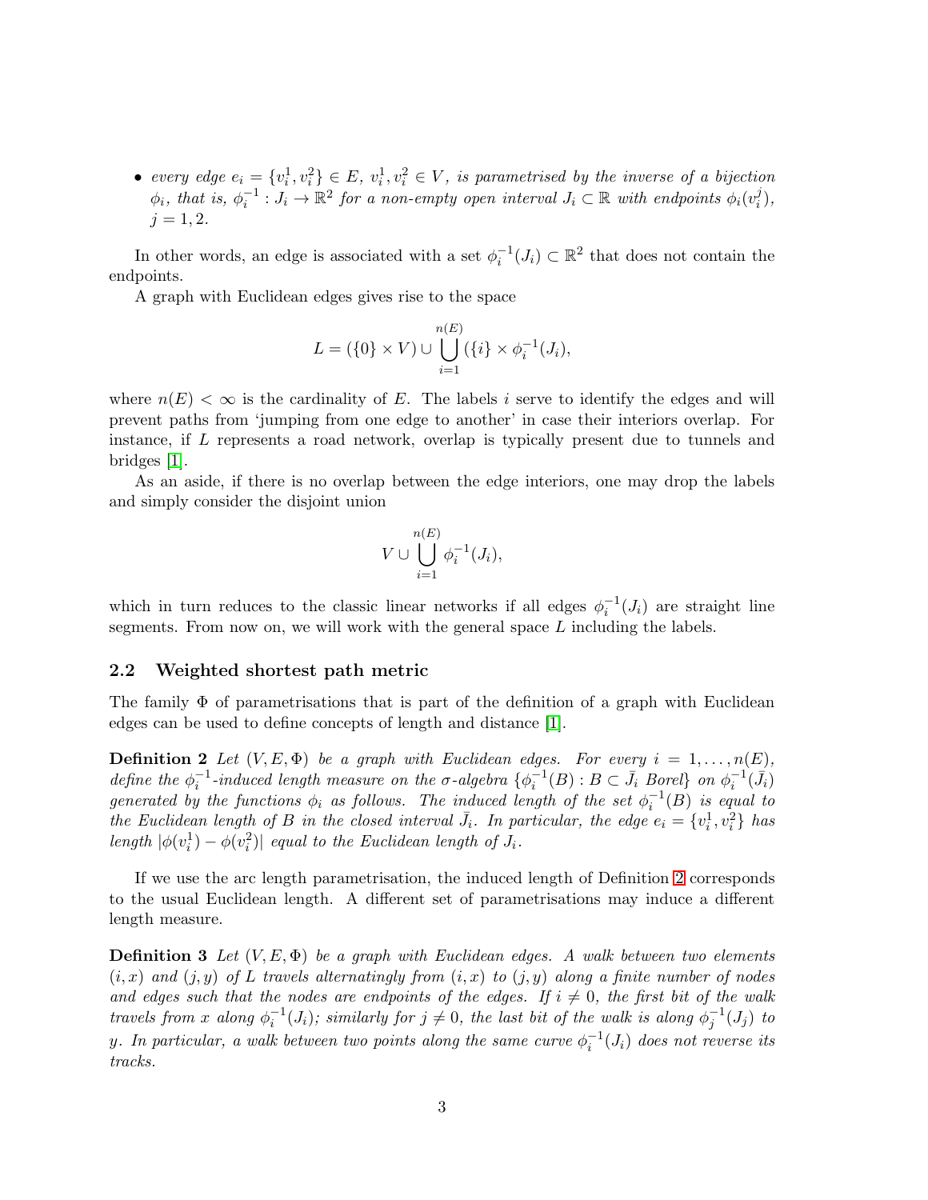- *every edge $e_i = \{v_i^1, v_i^2\} \in E$, $v_i^1, v_i^2 \in V$, is parametrised by the inverse of a bijection $\phi_i$, that is, $\phi_i^{-1} : J_i \to \mathbb{R}^2$ for a non-empty open interval $J_i \subset \mathbb{R}$ with endpoints $\phi_i(v_i^j)$, $j = 1, 2$.*

In other words, an edge is associated with a set $\phi_i^{-1}(J_i) \subset \mathbb{R}^2$ that does not contain the endpoints.

A graph with Euclidean edges gives rise to the space

$$L = (\{0\} \times V) \cup \bigcup_{i=1}^{n(E)} (\{i\} \times \phi_i^{-1}(J_i)),$$

where $n(E) < \infty$ is the cardinality of $E$. The labels $i$ serve to identify the edges and will prevent paths from 'jumping from one edge to another' in case their interiors overlap. For instance, if $L$ represents a road network, overlap is typically present due to tunnels and bridges [1].

As an aside, if there is no overlap between the edge interiors, one may drop the labels and simply consider the disjoint union

$$V \cup \bigcup_{i=1}^{n(E)} \phi_i^{-1}(J_i),$$

which in turn reduces to the classic linear networks if all edges $\phi_i^{-1}(J_i)$ are straight line segments. From now on, we will work with the general space $L$ including the labels.

## 2.2 Weighted shortest path metric

The family $\Phi$ of parametrisations that is part of the definition of a graph with Euclidean edges can be used to define concepts of length and distance [1].

**Definition 2** *Let $(V, E, \Phi)$ be a graph with Euclidean edges. For every $i = 1, \dots, n(E)$, define the $\phi_i^{-1}$-induced length measure on the $\sigma$-algebra $\{\phi_i^{-1}(B) : B \subset \bar{J}_i \text{ Borel}\}$ on $\phi_i^{-1}(\bar{J}_i)$ generated by the functions $\phi_i$ as follows. The induced length of the set $\phi_i^{-1}(B)$ is equal to the Euclidean length of $B$ in the closed interval $\bar{J}_i$. In particular, the edge $e_i = \{v_i^1, v_i^2\}$ has length $|\phi(v_i^1) - \phi(v_i^2)|$ equal to the Euclidean length of $J_i$.*

If we use the arc length parametrisation, the induced length of Definition 2 corresponds to the usual Euclidean length. A different set of parametrisations may induce a different length measure.

**Definition 3** *Let $(V, E, \Phi)$ be a graph with Euclidean edges. A walk between two elements $(i, x)$ and $(j, y)$ of $L$ travels alternatingly from $(i, x)$ to $(j, y)$ along a finite number of nodes and edges such that the nodes are endpoints of the edges. If $i \neq 0$, the first bit of the walk travels from $x$ along $\phi_i^{-1}(J_i)$; similarly for $j \neq 0$, the last bit of the walk is along $\phi_j^{-1}(J_j)$ to $y$. In particular, a walk between two points along the same curve $\phi_i^{-1}(J_i)$ does not reverse its tracks.*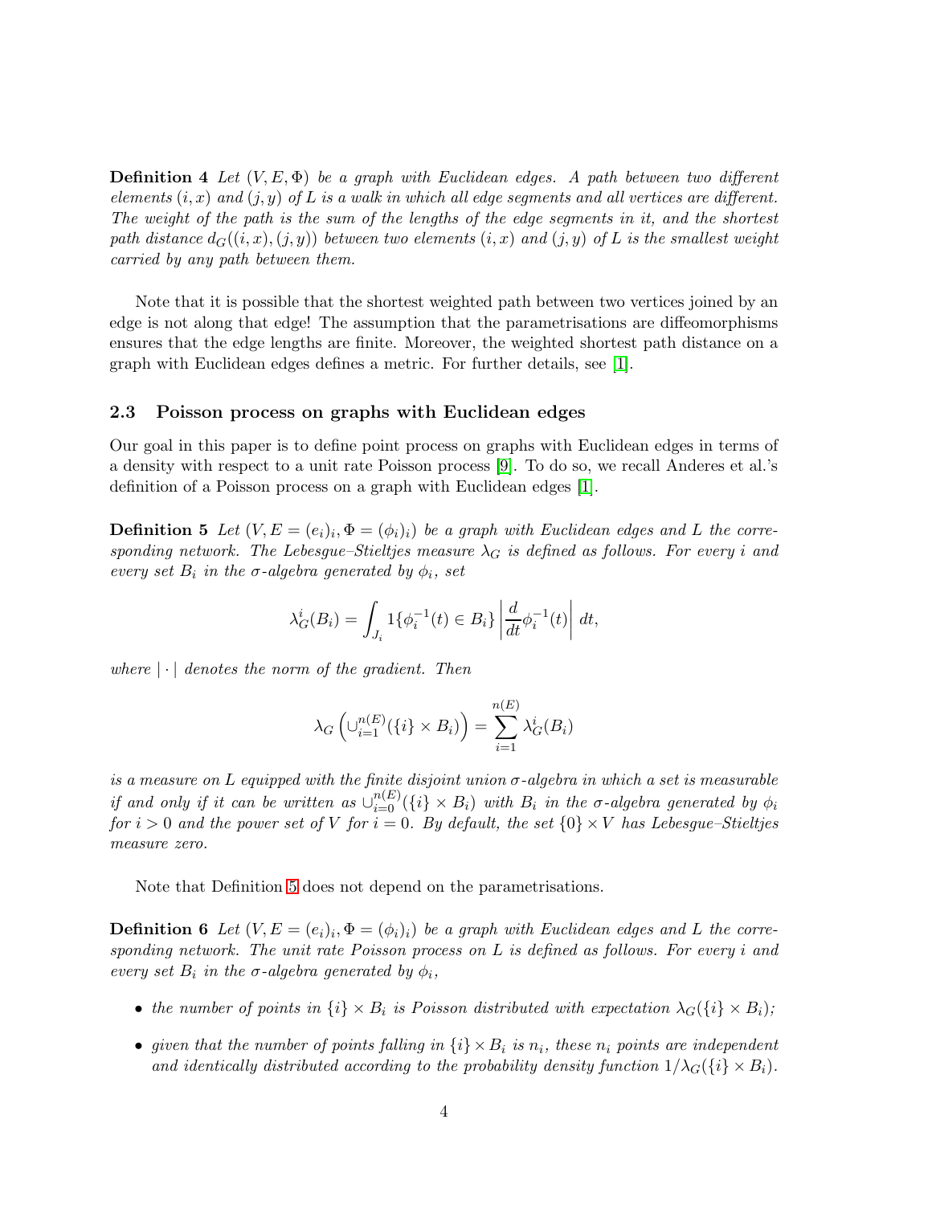**Definition 4** *Let $(V, E, \Phi)$ be a graph with Euclidean edges. A path between two different elements $(i, x)$ and $(j, y)$ of $L$ is a walk in which all edge segments and all vertices are different. The weight of the path is the sum of the lengths of the edge segments in it, and the shortest path distance $d_G((i, x), (j, y))$ between two elements $(i, x)$ and $(j, y)$ of $L$ is the smallest weight carried by any path between them.*

Note that it is possible that the shortest weighted path between two vertices joined by an edge is not along that edge! The assumption that the parametrisations are diffeomorphisms ensures that the edge lengths are finite. Moreover, the weighted shortest path distance on a graph with Euclidean edges defines a metric. For further details, see [1].

### 2.3 Poisson process on graphs with Euclidean edges

Our goal in this paper is to define point process on graphs with Euclidean edges in terms of a density with respect to a unit rate Poisson process [9]. To do so, we recall Anderes et al.'s definition of a Poisson process on a graph with Euclidean edges [1].

**Definition 5** *Let $(V, E = (e_i)_i, \Phi = (\phi_i)_i)$ be a graph with Euclidean edges and $L$ the corresponding network. The Lebesgue–Stieltjes measure $\lambda_G$ is defined as follows. For every $i$ and every set $B_i$ in the $\sigma$-algebra generated by $\phi_i$, set*

$$\lambda_G^i(B_i) = \int_{J_i} 1\{\phi_i^{-1}(t) \in B_i\} \left| \frac{d}{dt}\phi_i^{-1}(t) \right| dt,$$

*where $|\cdot|$ denotes the norm of the gradient. Then*

$$\lambda_G \left( \cup_{i=1}^{n(E)} (\{i\} \times B_i) \right) = \sum_{i=1}^{n(E)} \lambda_G^i(B_i)$$

*is a measure on $L$ equipped with the finite disjoint union $\sigma$-algebra in which a set is measurable if and only if it can be written as $\cup_{i=0}^{n(E)} (\{i\} \times B_i)$ with $B_i$ in the $\sigma$-algebra generated by $\phi_i$ for $i > 0$ and the power set of $V$ for $i = 0$. By default, the set $\{0\} \times V$ has Lebesgue–Stieltjes measure zero.*

Note that Definition 5 does not depend on the parametrisations.

**Definition 6** *Let $(V, E = (e_i)_i, \Phi = (\phi_i)_i)$ be a graph with Euclidean edges and $L$ the corresponding network. The unit rate Poisson process on $L$ is defined as follows. For every $i$ and every set $B_i$ in the $\sigma$-algebra generated by $\phi_i$,*

- *the number of points in $\{i\} \times B_i$ is Poisson distributed with expectation $\lambda_G(\{i\} \times B_i)$;*
- *given that the number of points falling in $\{i\} \times B_i$ is $n_i$, these $n_i$ points are independent and identically distributed according to the probability density function $1/\lambda_G(\{i\} \times B_i)$.*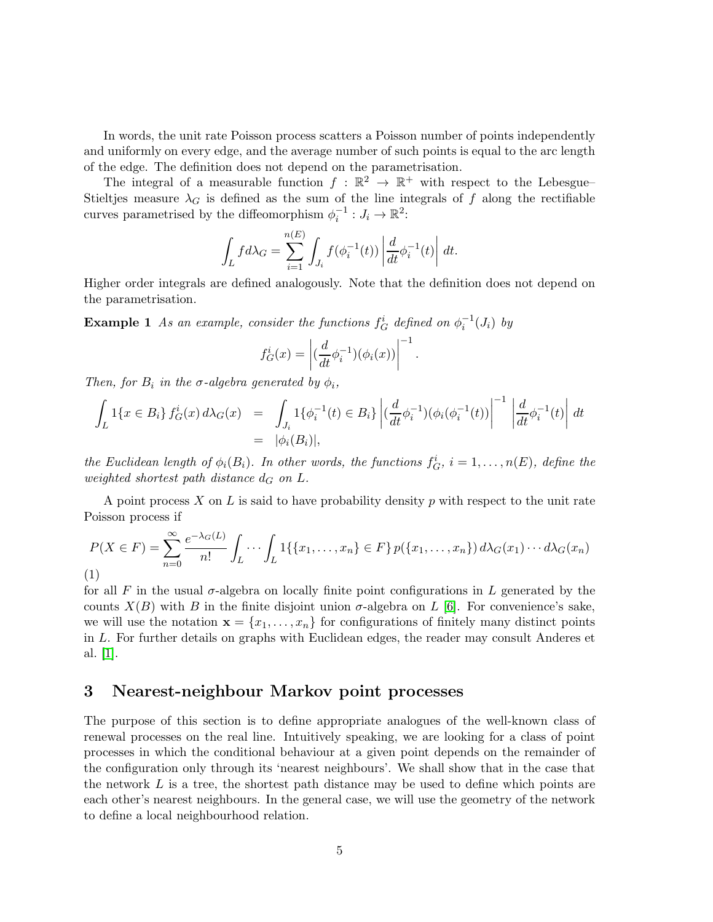In words, the unit rate Poisson process scatters a Poisson number of points independently and uniformly on every edge, and the average number of such points is equal to the arc length of the edge. The definition does not depend on the parametrisation.

The integral of a measurable function $f : \mathbb{R}^2 \to \mathbb{R}^+$ with respect to the Lebesgue–Stieltjes measure $\lambda_G$ is defined as the sum of the line integrals of $f$ along the rectifiable curves parametrised by the diffeomorphism $\phi_i^{-1} : J_i \to \mathbb{R}^2$:

$$\int_L f d\lambda_G = \sum_{i=1}^{n(E)} \int_{J_i} f(\phi_i^{-1}(t)) \left| \frac{d}{dt} \phi_i^{-1}(t) \right| dt.$$

Higher order integrals are defined analogously. Note that the definition does not depend on the parametrisation.

**Example 1** *As an example, consider the functions $f_G^i$ defined on $\phi_i^{-1}(J_i)$ by*

$$f_G^i(x) = \left| (\frac{d}{dt}\phi_i^{-1})(\phi_i(x)) \right|^{-1}.$$

*Then, for $B_i$ in the $\sigma$-algebra generated by $\phi_i$,*

$$\begin{aligned}
\int_L 1\{x \in B_i\} \, f_G^i(x) \, d\lambda_G(x) &= \int_{J_i} 1\{\phi_i^{-1}(t) \in B_i\} \left| (\frac{d}{dt}\phi_i^{-1})(\phi_i(\phi_i^{-1}(t)) \right|^{-1} \left| \frac{d}{dt}\phi_i^{-1}(t) \right| dt \\
&= |\phi_i(B_i)|,
\end{aligned}$$

*the Euclidean length of $\phi_i(B_i)$. In other words, the functions $f_G^i$, $i = 1, \dots, n(E)$, define the weighted shortest path distance $d_G$ on $L$.*

A point process $X$ on $L$ is said to have probability density $p$ with respect to the unit rate Poisson process if

$$P(X \in F) = \sum_{n=0}^{\infty} \frac{e^{-\lambda_G(L)}}{n!} \int_L \cdots \int_L 1\{\{x_1, \dots, x_n\} \in F\} \, p(\{x_1, \dots, x_n\}) \, d\lambda_G(x_1) \cdots d\lambda_G(x_n) \tag{1}$$

for all $F$ in the usual $\sigma$-algebra on locally finite point configurations in $L$ generated by the counts $X(B)$ with $B$ in the finite disjoint union $\sigma$-algebra on $L$ [6]. For convenience's sake, we will use the notation $\mathbf{x} = \{x_1, \dots, x_n\}$ for configurations of finitely many distinct points in $L$. For further details on graphs with Euclidean edges, the reader may consult Anderes et al. [1].

# 3 Nearest-neighbour Markov point processes

The purpose of this section is to define appropriate analogues of the well-known class of renewal processes on the real line. Intuitively speaking, we are looking for a class of point processes in which the conditional behaviour at a given point depends on the remainder of the configuration only through its 'nearest neighbours'. We shall show that in the case that the network $L$ is a tree, the shortest path distance may be used to define which points are each other's nearest neighbours. In the general case, we will use the geometry of the network to define a local neighbourhood relation.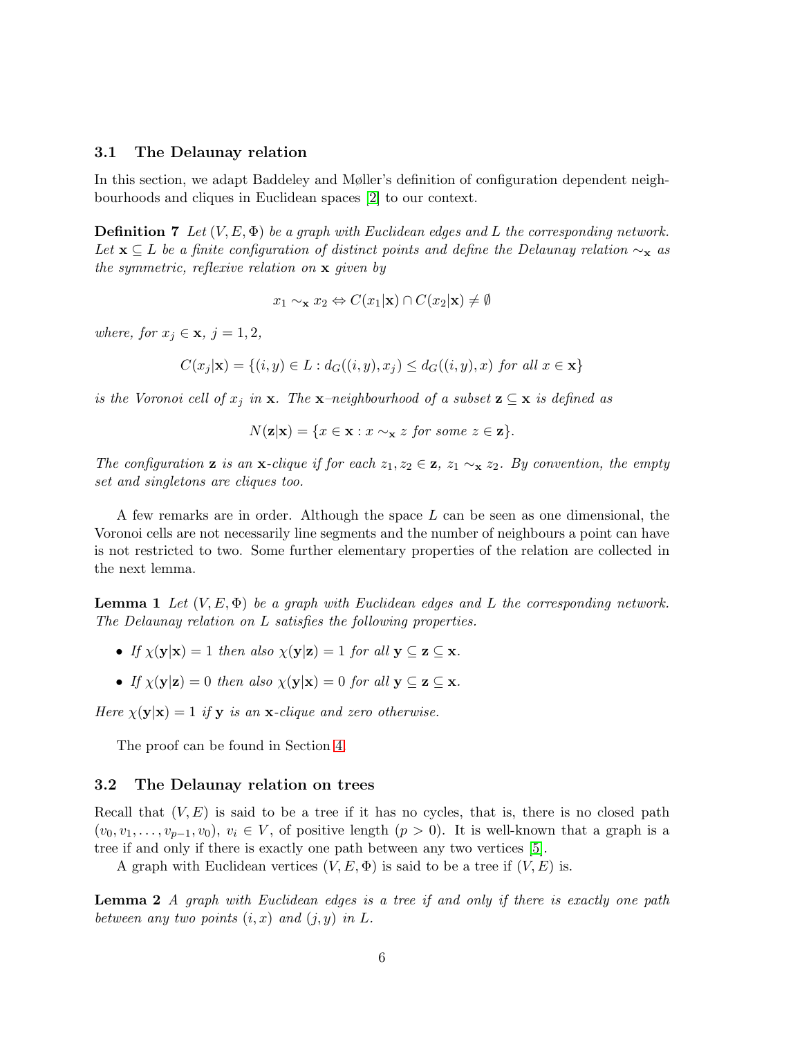### 3.1 The Delaunay relation

In this section, we adapt Baddeley and Møller's definition of configuration dependent neighbourhoods and cliques in Euclidean spaces [2] to our context.

**Definition 7** *Let $(V, E, \Phi)$ be a graph with Euclidean edges and $L$ the corresponding network. Let $\mathbf{x} \subseteq L$ be a finite configuration of distinct points and define the Delaunay relation $\sim_{\mathbf{x}}$ as the symmetric, reflexive relation on $\mathbf{x}$ given by*

$$x_1 \sim_{\mathbf{x}} x_2 \Leftrightarrow C(x_1|\mathbf{x}) \cap C(x_2|\mathbf{x}) \neq \emptyset$$

*where, for $x_j \in \mathbf{x}$, $j = 1, 2$,*

$$C(x_j|\mathbf{x}) = \{(i, y) \in L : d_G((i, y), x_j) \leq d_G((i, y), x) \text{ for all } x \in \mathbf{x}\}$$

*is the Voronoi cell of $x_j$ in $\mathbf{x}$. The $\mathbf{x}$–neighbourhood of a subset $\mathbf{z} \subseteq \mathbf{x}$ is defined as*

$$N(\mathbf{z}|\mathbf{x}) = \{x \in \mathbf{x} : x \sim_{\mathbf{x}} z \text{ for some } z \in \mathbf{z}\}.$$

*The configuration $\mathbf{z}$ is an $\mathbf{x}$-clique if for each $z_1, z_2 \in \mathbf{z}$, $z_1 \sim_{\mathbf{x}} z_2$. By convention, the empty set and singletons are cliques too.*

A few remarks are in order. Although the space $L$ can be seen as one dimensional, the Voronoi cells are not necessarily line segments and the number of neighbours a point can have is not restricted to two. Some further elementary properties of the relation are collected in the next lemma.

**Lemma 1** *Let $(V, E, \Phi)$ be a graph with Euclidean edges and $L$ the corresponding network. The Delaunay relation on $L$ satisfies the following properties.*

- *If $\chi(\mathbf{y}|\mathbf{x}) = 1$ then also $\chi(\mathbf{y}|\mathbf{z}) = 1$ for all $\mathbf{y} \subseteq \mathbf{z} \subseteq \mathbf{x}$.*
- *If $\chi(\mathbf{y}|\mathbf{z}) = 0$ then also $\chi(\mathbf{y}|\mathbf{x}) = 0$ for all $\mathbf{y} \subseteq \mathbf{z} \subseteq \mathbf{x}$.*

*Here $\chi(\mathbf{y}|\mathbf{x}) = 1$ if $\mathbf{y}$ is an $\mathbf{x}$-clique and zero otherwise.*

The proof can be found in Section 4.

### 3.2 The Delaunay relation on trees

Recall that $(V, E)$ is said to be a tree if it has no cycles, that is, there is no closed path $(v_0, v_1, \ldots, v_{p-1}, v_0)$, $v_i \in V$, of positive length ($p > 0$). It is well-known that a graph is a tree if and only if there is exactly one path between any two vertices [5].

A graph with Euclidean vertices $(V, E, \Phi)$ is said to be a tree if $(V, E)$ is.

**Lemma 2** *A graph with Euclidean edges is a tree if and only if there is exactly one path between any two points $(i, x)$ and $(j, y)$ in $L$.*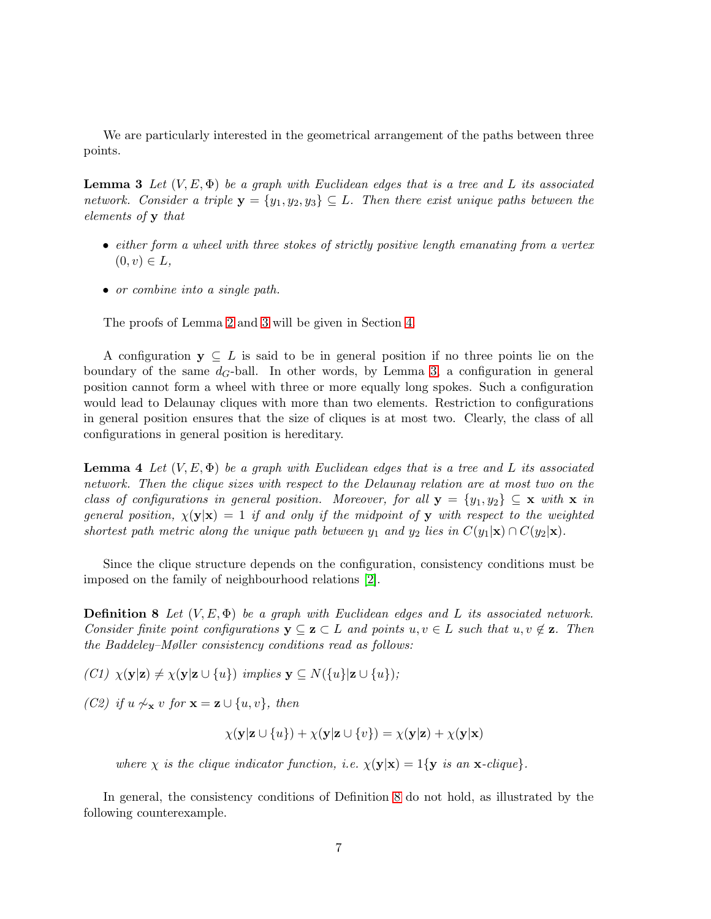We are particularly interested in the geometrical arrangement of the paths between three points.

**Lemma 3** *Let $(V, E, \Phi)$ be a graph with Euclidean edges that is a tree and $L$ its associated network. Consider a triple $\mathbf{y} = \{y_1, y_2, y_3\} \subseteq L$. Then there exist unique paths between the elements of $\mathbf{y}$ that*

- *either form a wheel with three stokes of strictly positive length emanating from a vertex $(0, v) \in L$,*
- *or combine into a single path.*

The proofs of Lemma 2 and 3 will be given in Section 4.

A configuration $\mathbf{y} \subseteq L$ is said to be in general position if no three points lie on the boundary of the same $d_G$-ball. In other words, by Lemma 3, a configuration in general position cannot form a wheel with three or more equally long spokes. Such a configuration would lead to Delaunay cliques with more than two elements. Restriction to configurations in general position ensures that the size of cliques is at most two. Clearly, the class of all configurations in general position is hereditary.

**Lemma 4** *Let $(V, E, \Phi)$ be a graph with Euclidean edges that is a tree and $L$ its associated network. Then the clique sizes with respect to the Delaunay relation are at most two on the class of configurations in general position. Moreover, for all $\mathbf{y} = \{y_1, y_2\} \subseteq \mathbf{x}$ with $\mathbf{x}$ in general position, $\chi(\mathbf{y}|\mathbf{x}) = 1$ if and only if the midpoint of $\mathbf{y}$ with respect to the weighted shortest path metric along the unique path between $y_1$ and $y_2$ lies in $C(y_1|\mathbf{x}) \cap C(y_2|\mathbf{x})$.*

Since the clique structure depends on the configuration, consistency conditions must be imposed on the family of neighbourhood relations [2].

**Definition 8** *Let $(V, E, \Phi)$ be a graph with Euclidean edges and $L$ its associated network. Consider finite point configurations $\mathbf{y} \subseteq \mathbf{z} \subset L$ and points $u, v \in L$ such that $u, v \notin \mathbf{z}$. Then the Baddeley–Møller consistency conditions read as follows:*

*(C1) $\chi(\mathbf{y}|\mathbf{z}) \neq \chi(\mathbf{y}|\mathbf{z} \cup \{u\})$ implies $\mathbf{y} \subseteq N(\{u\}|\mathbf{z} \cup \{u\})$;*

*(C2) if $u \not\sim_{\mathbf{x}} v$ for $\mathbf{x} = \mathbf{z} \cup \{u, v\}$, then*

$$\chi(\mathbf{y}|\mathbf{z} \cup \{u\}) + \chi(\mathbf{y}|\mathbf{z} \cup \{v\}) = \chi(\mathbf{y}|\mathbf{z}) + \chi(\mathbf{y}|\mathbf{x})$$

*where $\chi$ is the clique indicator function, i.e. $\chi(\mathbf{y}|\mathbf{x}) = 1\{\mathbf{y} \text{ is an } \mathbf{x}\text{-clique}\}$.*

In general, the consistency conditions of Definition 8 do not hold, as illustrated by the following counterexample.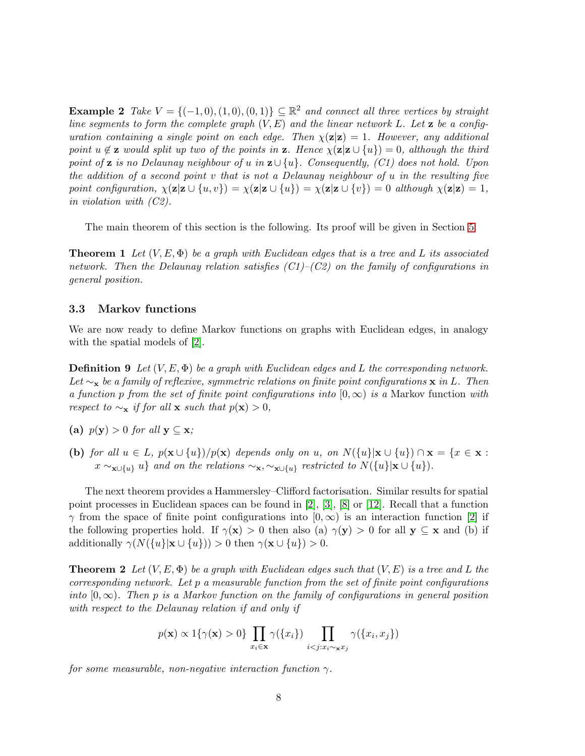**Example 2** *Take $V = \{(-1, 0), (1, 0), (0, 1)\} \subseteq \mathbb{R}^2$ and connect all three vertices by straight line segments to form the complete graph $(V, E)$ and the linear network $L$. Let $\mathbf{z}$ be a configuration containing a single point on each edge. Then $\chi(\mathbf{z}|\mathbf{z}) = 1$. However, any additional point $u \notin \mathbf{z}$ would split up two of the points in $\mathbf{z}$. Hence $\chi(\mathbf{z}|\mathbf{z} \cup \{u\}) = 0$, although the third point of $\mathbf{z}$ is no Delaunay neighbour of $u$ in $\mathbf{z} \cup \{u\}$. Consequently, (C1) does not hold. Upon the addition of a second point $v$ that is not a Delaunay neighbour of $u$ in the resulting five point configuration, $\chi(\mathbf{z}|\mathbf{z} \cup \{u, v\}) = \chi(\mathbf{z}|\mathbf{z} \cup \{u\}) = \chi(\mathbf{z}|\mathbf{z} \cup \{v\}) = 0$ although $\chi(\mathbf{z}|\mathbf{z}) = 1$, in violation with (C2).*

The main theorem of this section is the following. Its proof will be given in Section 5.

**Theorem 1** *Let $(V, E, \Phi)$ be a graph with Euclidean edges that is a tree and $L$ its associated network. Then the Delaunay relation satisfies (C1)–(C2) on the family of configurations in general position.*

### 3.3 Markov functions

We are now ready to define Markov functions on graphs with Euclidean edges, in analogy with the spatial models of [2].

**Definition 9** *Let $(V, E, \Phi)$ be a graph with Euclidean edges and $L$ the corresponding network. Let $\sim_{\mathbf{x}}$ be a family of reflexive, symmetric relations on finite point configurations $\mathbf{x}$ in $L$. Then a function $p$ from the set of finite point configurations into $[0, \infty)$ is a* Markov function *with respect to $\sim_{\mathbf{x}}$ if for all $\mathbf{x}$ such that $p(\mathbf{x}) > 0$,*

**(a)** *$p(\mathbf{y}) > 0$ for all $\mathbf{y} \subseteq \mathbf{x}$;*

**(b)** *for all $u \in L$, $p(\mathbf{x} \cup \{u\})/p(\mathbf{x})$ depends only on $u$, on $N(\{u\}|\mathbf{x} \cup \{u\}) \cap \mathbf{x} = \{x \in \mathbf{x} : x \sim_{\mathbf{x} \cup \{u\}} u\}$ and on the relations $\sim_{\mathbf{x}}, \sim_{\mathbf{x} \cup \{u\}}$ restricted to $N(\{u\}|\mathbf{x} \cup \{u\})$.*

The next theorem provides a Hammersley–Clifford factorisation. Similar results for spatial point processes in Euclidean spaces can be found in [2], [3], [8] or [12]. Recall that a function $\gamma$ from the space of finite point configurations into $[0, \infty)$ is an interaction function [2] if the following properties hold. If $\gamma(\mathbf{x}) > 0$ then also (a) $\gamma(\mathbf{y}) > 0$ for all $\mathbf{y} \subseteq \mathbf{x}$ and (b) if additionally $\gamma(N(\{u\}|\mathbf{x} \cup \{u\})) > 0$ then $\gamma(\mathbf{x} \cup \{u\}) > 0$.

**Theorem 2** *Let $(V, E, \Phi)$ be a graph with Euclidean edges such that $(V, E)$ is a tree and $L$ the corresponding network. Let $p$ a measurable function from the set of finite point configurations into $[0, \infty)$. Then $p$ is a Markov function on the family of configurations in general position with respect to the Delaunay relation if and only if*

$$p(\mathbf{x}) \propto 1\{\gamma(\mathbf{x}) > 0\} \prod_{x_i \in \mathbf{x}} \gamma(\{x_i\}) \prod_{i<j: x_i \sim_{\mathbf{x}} x_j} \gamma(\{x_i, x_j\})$$

*for some measurable, non-negative interaction function $\gamma$.*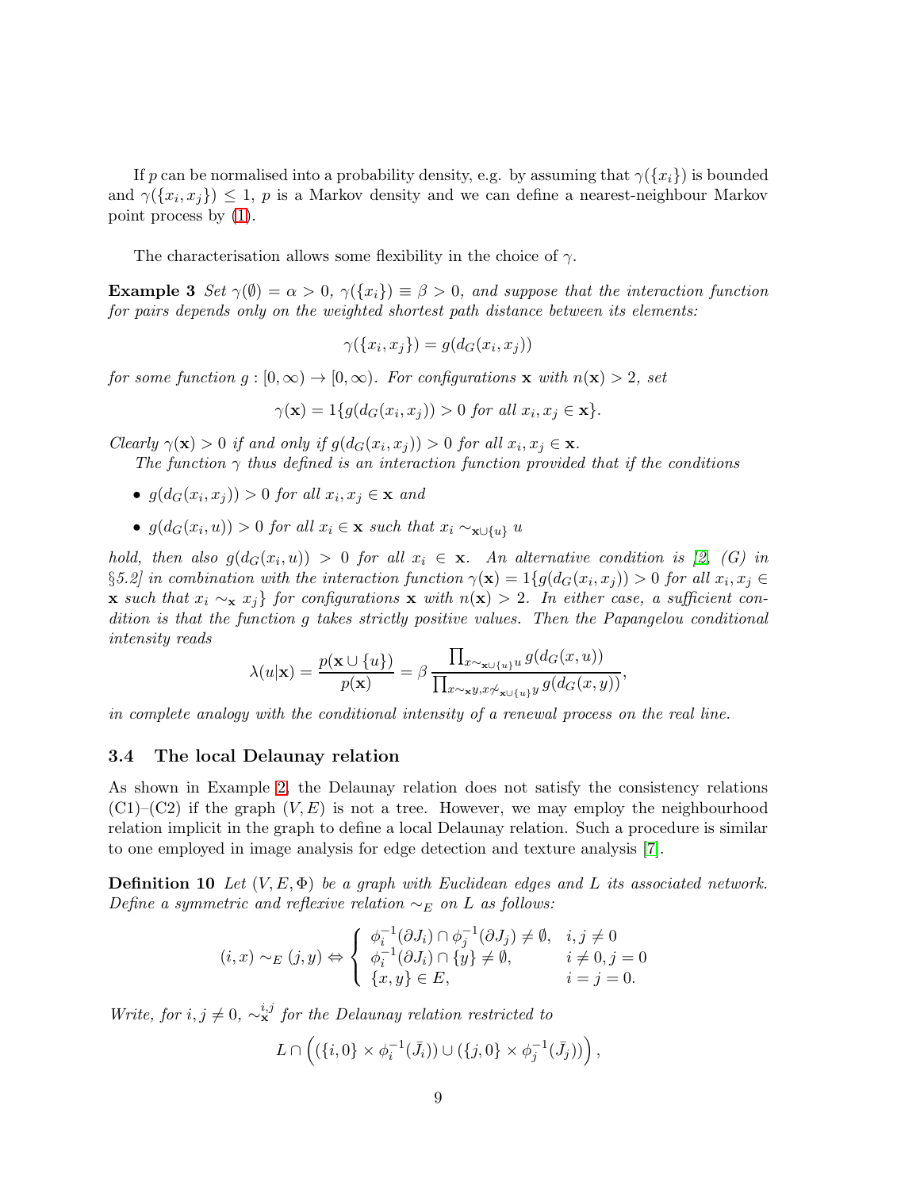If $p$ can be normalised into a probability density, e.g. by assuming that $\gamma(\{x_i\})$ is bounded and $\gamma(\{x_i, x_j\}) \leq 1$, $p$ is a Markov density and we can define a nearest-neighbour Markov point process by (1).

The characterisation allows some flexibility in the choice of $\gamma$.

**Example 3** *Set $\gamma(\emptyset) = \alpha > 0$, $\gamma(\{x_i\}) \equiv \beta > 0$, and suppose that the interaction function for pairs depends only on the weighted shortest path distance between its elements:*

$$\gamma(\{x_i, x_j\}) = g(d_G(x_i, x_j))$$

*for some function $g : [0, \infty) \to [0, \infty)$. For configurations $\mathbf{x}$ with $n(\mathbf{x}) > 2$, set*

$$\gamma(\mathbf{x}) = 1\{g(d_G(x_i, x_j)) > 0 \text{ for all } x_i, x_j \in \mathbf{x}\}.$$

*Clearly $\gamma(\mathbf{x}) > 0$ if and only if $g(d_G(x_i, x_j)) > 0$ for all $x_i, x_j \in \mathbf{x}$.*

*The function $\gamma$ thus defined is an interaction function provided that if the conditions*

- *$g(d_G(x_i, x_j)) > 0$ for all $x_i, x_j \in \mathbf{x}$ and*
- *$g(d_G(x_i, u)) > 0$ for all $x_i \in \mathbf{x}$ such that $x_i \sim_{\mathbf{x} \cup \{u\}} u$*

*hold, then also $g(d_G(x_i, u)) > 0$ for all $x_i \in \mathbf{x}$. An alternative condition is [2, (G) in §5.2] in combination with the interaction function $\gamma(\mathbf{x}) = 1\{g(d_G(x_i, x_j)) > 0$ for all $x_i, x_j \in \mathbf{x}$ such that $x_i \sim_{\mathbf{x}} x_j\}$ for configurations $\mathbf{x}$ with $n(\mathbf{x}) > 2$. In either case, a sufficient condition is that the function $g$ takes strictly positive values. Then the Papangelou conditional intensity reads*

$$\lambda(u|\mathbf{x}) = \frac{p(\mathbf{x} \cup \{u\})}{p(\mathbf{x})} = \beta \, \frac{\prod_{x \sim_{\mathbf{x} \cup \{u\}} u} g(d_G(x, u))}{\prod_{x \sim_{\mathbf{x}} y, x \not\sim_{\mathbf{x} \cup \{u\}} y} g(d_G(x, y))},$$

*in complete analogy with the conditional intensity of a renewal process on the real line.*

### 3.4 The local Delaunay relation

As shown in Example 2, the Delaunay relation does not satisfy the consistency relations (C1)–(C2) if the graph $(V, E)$ is not a tree. However, we may employ the neighbourhood relation implicit in the graph to define a local Delaunay relation. Such a procedure is similar to one employed in image analysis for edge detection and texture analysis [7].

**Definition 10** *Let $(V, E, \Phi)$ be a graph with Euclidean edges and $L$ its associated network. Define a symmetric and reflexive relation $\sim_E$ on $L$ as follows:*

$$(i, x) \sim_E (j, y) \Leftrightarrow \begin{cases} \phi_i^{-1}(\partial J_i) \cap \phi_j^{-1}(\partial J_j) \neq \emptyset, & i, j \neq 0 \\ \phi_i^{-1}(\partial J_i) \cap \{y\} \neq \emptyset, & i \neq 0, j = 0 \\ \{x, y\} \in E, & i = j = 0. \end{cases}$$

*Write, for $i, j \neq 0$, $\sim_{\mathbf{x}}^{i,j}$ for the Delaunay relation restricted to*

$$L \cap \left( (\{i, 0\} \times \phi_i^{-1}(\bar{J}_i)) \cup (\{j, 0\} \times \phi_j^{-1}(\bar{J}_j)) \right),$$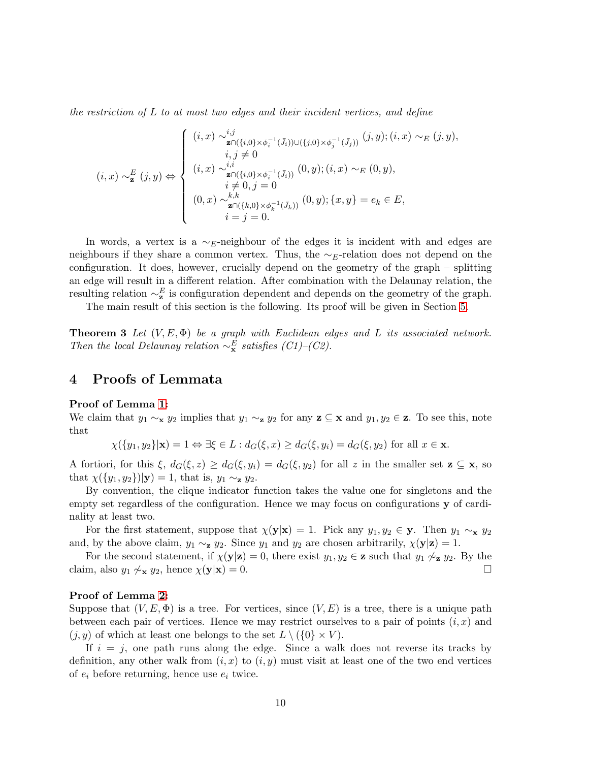*the restriction of $L$ to at most two edges and their incident vertices, and define*

$$
(i,x) \sim_{\mathbf{z}}^{E} (j,y) \Leftrightarrow \left\{ \begin{array}{l}
(i,x) \sim^{i,j}_{\mathbf{z} \cap (\{i,0\} \times \phi_i^{-1}(\bar{J}_i)) \cup (\{j,0\} \times \phi_j^{-1}(\bar{J}_j))} (j,y); (i,x) \sim_E (j,y), \\
\qquad i,j \neq 0 \\
(i,x) \sim^{i,i}_{\mathbf{z} \cap (\{i,0\} \times \phi_i^{-1}(\bar{J}_i))} (0,y); (i,x) \sim_E (0,y), \\
\qquad i \neq 0, j = 0 \\
(0,x) \sim^{k,k}_{\mathbf{z} \cap (\{k,0\} \times \phi_k^{-1}(\bar{J}_k))} (0,y); \{x,y\} = e_k \in E, \\
\qquad i = j = 0.
\end{array} \right.
$$

In words, a vertex is a $\sim_E$-neighbour of the edges it is incident with and edges are neighbours if they share a common vertex. Thus, the $\sim_E$-relation does not depend on the configuration. It does, however, crucially depend on the geometry of the graph – splitting an edge will result in a different relation. After combination with the Delaunay relation, the resulting relation $\sim_{\mathbf{z}}^{E}$ is configuration dependent and depends on the geometry of the graph.

The main result of this section is the following. Its proof will be given in Section 5.

**Theorem 3** *Let $(V, E, \Phi)$ be a graph with Euclidean edges and $L$ its associated network. Then the local Delaunay relation $\sim_{\mathbf{x}}^{E}$ satisfies (C1)–(C2).*

# 4 Proofs of Lemmata

**Proof of Lemma 1:**
We claim that $y_1 \sim_{\mathbf{x}} y_2$ implies that $y_1 \sim_{\mathbf{z}} y_2$ for any $\mathbf{z} \subseteq \mathbf{x}$ and $y_1, y_2 \in \mathbf{z}$. To see this, note that

$$\chi(\{y_1, y_2\} | \mathbf{x}) = 1 \Leftrightarrow \exists \xi \in L : d_G(\xi, x) \geq d_G(\xi, y_i) = d_G(\xi, y_2) \text{ for all } x \in \mathbf{x}.$$

A fortiori, for this $\xi$, $d_G(\xi, z) \geq d_G(\xi, y_i) = d_G(\xi, y_2)$ for all $z$ in the smaller set $\mathbf{z} \subseteq \mathbf{x}$, so that $\chi(\{y_1, y_2\}) | \mathbf{y}) = 1$, that is, $y_1 \sim_{\mathbf{z}} y_2$.

By convention, the clique indicator function takes the value one for singletons and the empty set regardless of the configuration. Hence we may focus on configurations $\mathbf{y}$ of cardinality at least two.

For the first statement, suppose that $\chi(\mathbf{y}|\mathbf{x}) = 1$. Pick any $y_1, y_2 \in \mathbf{y}$. Then $y_1 \sim_{\mathbf{x}} y_2$ and, by the above claim, $y_1 \sim_{\mathbf{z}} y_2$. Since $y_1$ and $y_2$ are chosen arbitrarily, $\chi(\mathbf{y}|\mathbf{z}) = 1$.

For the second statement, if $\chi(\mathbf{y}|\mathbf{z}) = 0$, there exist $y_1, y_2 \in \mathbf{z}$ such that $y_1 \not\sim_{\mathbf{z}} y_2$. By the claim, also $y_1 \not\sim_{\mathbf{x}} y_2$, hence $\chi(\mathbf{y}|\mathbf{x}) = 0$. □

**Proof of Lemma 2:**
Suppose that $(V, E, \Phi)$ is a tree. For vertices, since $(V, E)$ is a tree, there is a unique path between each pair of vertices. Hence we may restrict ourselves to a pair of points $(i, x)$ and $(j, y)$ of which at least one belongs to the set $L \setminus (\{0\} \times V)$.

If $i = j$, one path runs along the edge. Since a walk does not reverse its tracks by definition, any other walk from $(i, x)$ to $(i, y)$ must visit at least one of the two end vertices of $e_i$ before returning, hence use $e_i$ twice.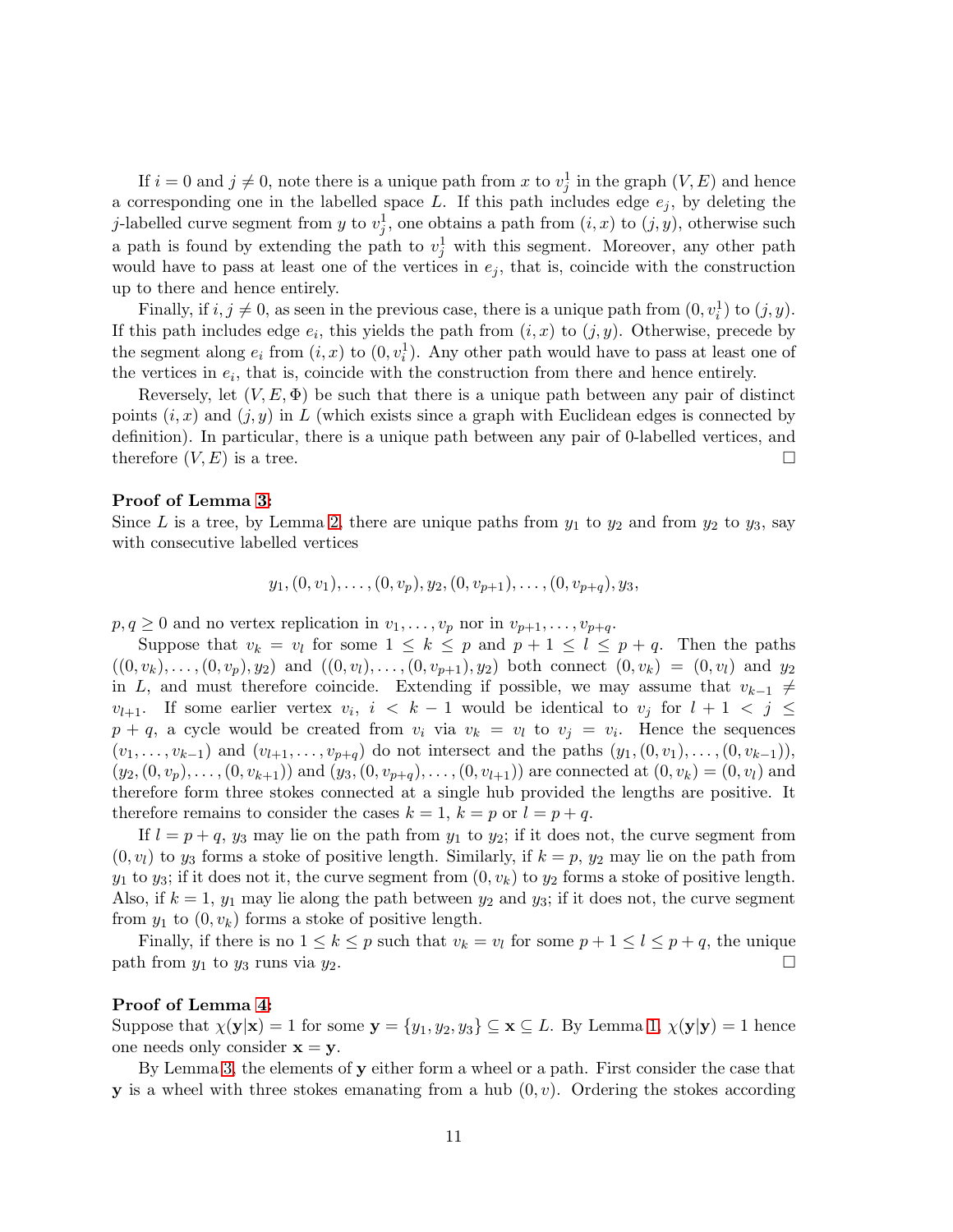If $i = 0$ and $j \neq 0$, note there is a unique path from $x$ to $v_j^1$ in the graph $(V, E)$ and hence a corresponding one in the labelled space $L$. If this path includes edge $e_j$, by deleting the $j$-labelled curve segment from $y$ to $v_j^1$, one obtains a path from $(i, x)$ to $(j, y)$, otherwise such a path is found by extending the path to $v_j^1$ with this segment. Moreover, any other path would have to pass at least one of the vertices in $e_j$, that is, coincide with the construction up to there and hence entirely.

Finally, if $i, j \neq 0$, as seen in the previous case, there is a unique path from $(0, v_i^1)$ to $(j, y)$. If this path includes edge $e_i$, this yields the path from $(i, x)$ to $(j, y)$. Otherwise, precede by the segment along $e_i$ from $(i, x)$ to $(0, v_i^1)$. Any other path would have to pass at least one of the vertices in $e_i$, that is, coincide with the construction from there and hence entirely.

Reversely, let $(V, E, \Phi)$ be such that there is a unique path between any pair of distinct points $(i, x)$ and $(j, y)$ in $L$ (which exists since a graph with Euclidean edges is connected by definition). In particular, there is a unique path between any pair of 0-labelled vertices, and therefore $(V, E)$ is a tree. □

**Proof of Lemma 3:**
Since $L$ is a tree, by Lemma 2, there are unique paths from $y_1$ to $y_2$ and from $y_2$ to $y_3$, say with consecutive labelled vertices

$$y_1, (0, v_1), \ldots, (0, v_p), y_2, (0, v_{p+1}), \ldots, (0, v_{p+q}), y_3,$$

$p, q \geq 0$ and no vertex replication in $v_1, \ldots, v_p$ nor in $v_{p+1}, \ldots, v_{p+q}$.

Suppose that $v_k = v_l$ for some $1 \leq k \leq p$ and $p + 1 \leq l \leq p + q$. Then the paths $((0, v_k), \ldots, (0, v_p), y_2)$ and $((0, v_l), \ldots, (0, v_{p+1}), y_2)$ both connect $(0, v_k) = (0, v_l)$ and $y_2$ in $L$, and must therefore coincide. Extending if possible, we may assume that $v_{k-1} \neq v_{l+1}$. If some earlier vertex $v_i$, $i < k - 1$ would be identical to $v_j$ for $l + 1 < j \leq p + q$, a cycle would be created from $v_i$ via $v_k = v_l$ to $v_j = v_i$. Hence the sequences $(v_1, \ldots, v_{k-1})$ and $(v_{l+1}, \ldots, v_{p+q})$ do not intersect and the paths $(y_1, (0, v_1), \ldots, (0, v_{k-1}))$, $(y_2, (0, v_p), \ldots, (0, v_{k+1}))$ and $(y_3, (0, v_{p+q}), \ldots, (0, v_{l+1}))$ are connected at $(0, v_k) = (0, v_l)$ and therefore form three stokes connected at a single hub provided the lengths are positive. It therefore remains to consider the cases $k = 1$, $k = p$ or $l = p + q$.

If $l = p + q$, $y_3$ may lie on the path from $y_1$ to $y_2$; if it does not, the curve segment from $(0, v_l)$ to $y_3$ forms a stoke of positive length. Similarly, if $k = p$, $y_2$ may lie on the path from $y_1$ to $y_3$; if it does not it, the curve segment from $(0, v_k)$ to $y_2$ forms a stoke of positive length. Also, if $k = 1$, $y_1$ may lie along the path between $y_2$ and $y_3$; if it does not, the curve segment from $y_1$ to $(0, v_k)$ forms a stoke of positive length.

Finally, if there is no $1 \leq k \leq p$ such that $v_k = v_l$ for some $p + 1 \leq l \leq p + q$, the unique path from $y_1$ to $y_3$ runs via $y_2$. □

**Proof of Lemma 4:**
Suppose that $\chi(\mathbf{y}|\mathbf{x}) = 1$ for some $\mathbf{y} = \{y_1, y_2, y_3\} \subseteq \mathbf{x} \subseteq L$. By Lemma 1, $\chi(\mathbf{y}|\mathbf{y}) = 1$ hence one needs only consider $\mathbf{x} = \mathbf{y}$.

By Lemma 3, the elements of $\mathbf{y}$ either form a wheel or a path. First consider the case that $\mathbf{y}$ is a wheel with three stokes emanating from a hub $(0, v)$. Ordering the stokes according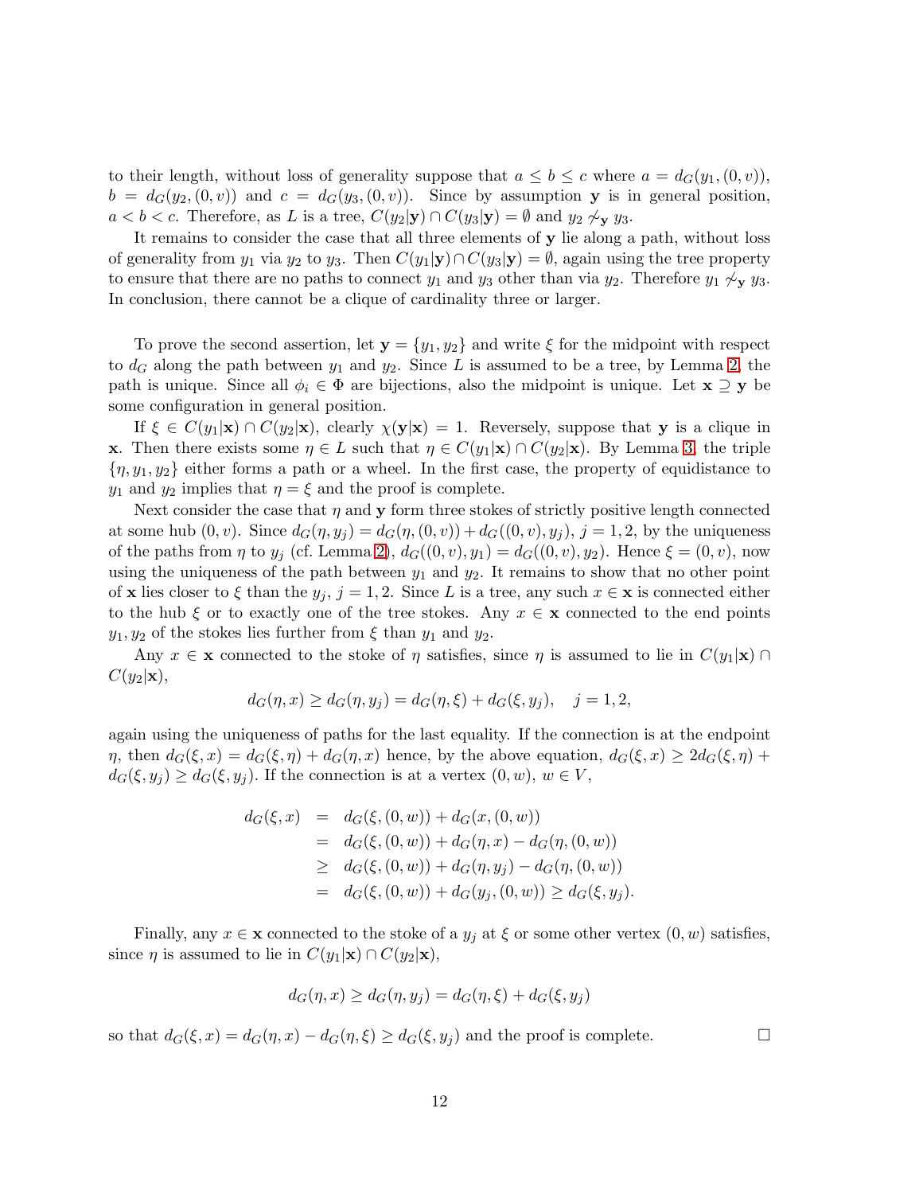to their length, without loss of generality suppose that $a \leq b \leq c$ where $a = d_G(y_1, (0, v))$, $b = d_G(y_2, (0, v))$ and $c = d_G(y_3, (0, v))$. Since by assumption $\mathbf{y}$ is in general position, $a < b < c$. Therefore, as $L$ is a tree, $C(y_2|\mathbf{y}) \cap C(y_3|\mathbf{y}) = \emptyset$ and $y_2 \not\sim_{\mathbf{y}} y_3$.

It remains to consider the case that all three elements of $\mathbf{y}$ lie along a path, without loss of generality from $y_1$ via $y_2$ to $y_3$. Then $C(y_1|\mathbf{y}) \cap C(y_3|\mathbf{y}) = \emptyset$, again using the tree property to ensure that there are no paths to connect $y_1$ and $y_3$ other than via $y_2$. Therefore $y_1 \not\sim_{\mathbf{y}} y_3$. In conclusion, there cannot be a clique of cardinality three or larger.

To prove the second assertion, let $\mathbf{y} = \{y_1, y_2\}$ and write $\xi$ for the midpoint with respect to $d_G$ along the path between $y_1$ and $y_2$. Since $L$ is assumed to be a tree, by Lemma 2, the path is unique. Since all $\phi_i \in \Phi$ are bijections, also the midpoint is unique. Let $\mathbf{x} \supseteq \mathbf{y}$ be some configuration in general position.

If $\xi \in C(y_1|\mathbf{x}) \cap C(y_2|\mathbf{x})$, clearly $\chi(\mathbf{y}|\mathbf{x}) = 1$. Reversely, suppose that $\mathbf{y}$ is a clique in $\mathbf{x}$. Then there exists some $\eta \in L$ such that $\eta \in C(y_1|\mathbf{x}) \cap C(y_2|\mathbf{x})$. By Lemma 3, the triple $\{\eta, y_1, y_2\}$ either forms a path or a wheel. In the first case, the property of equidistance to $y_1$ and $y_2$ implies that $\eta = \xi$ and the proof is complete.

Next consider the case that $\eta$ and $\mathbf{y}$ form three stokes of strictly positive length connected at some hub $(0, v)$. Since $d_G(\eta, y_j) = d_G(\eta, (0, v)) + d_G((0, v), y_j)$, $j = 1, 2$, by the uniqueness of the paths from $\eta$ to $y_j$ (cf. Lemma 2), $d_G((0, v), y_1) = d_G((0, v), y_2)$. Hence $\xi = (0, v)$, now using the uniqueness of the path between $y_1$ and $y_2$. It remains to show that no other point of $\mathbf{x}$ lies closer to $\xi$ than the $y_j$, $j = 1, 2$. Since $L$ is a tree, any such $x \in \mathbf{x}$ is connected either to the hub $\xi$ or to exactly one of the tree stokes. Any $x \in \mathbf{x}$ connected to the end points $y_1, y_2$ of the stokes lies further from $\xi$ than $y_1$ and $y_2$.

Any $x \in \mathbf{x}$ connected to the stoke of $\eta$ satisfies, since $\eta$ is assumed to lie in $C(y_1|\mathbf{x}) \cap C(y_2|\mathbf{x})$,

$$d_G(\eta, x) \geq d_G(\eta, y_j) = d_G(\eta, \xi) + d_G(\xi, y_j), \quad j = 1, 2,$$

again using the uniqueness of paths for the last equality. If the connection is at the endpoint $\eta$, then $d_G(\xi, x) = d_G(\xi, \eta) + d_G(\eta, x)$ hence, by the above equation, $d_G(\xi, x) \geq 2d_G(\xi, \eta) + d_G(\xi, y_j) \geq d_G(\xi, y_j)$. If the connection is at a vertex $(0, w)$, $w \in V$,

$$\begin{aligned}
d_G(\xi, x) &= d_G(\xi, (0, w)) + d_G(x, (0, w)) \\
&= d_G(\xi, (0, w)) + d_G(\eta, x) - d_G(\eta, (0, w)) \\
&\geq d_G(\xi, (0, w)) + d_G(\eta, y_j) - d_G(\eta, (0, w)) \\
&= d_G(\xi, (0, w)) + d_G(y_j, (0, w)) \geq d_G(\xi, y_j).
\end{aligned}$$

Finally, any $x \in \mathbf{x}$ connected to the stoke of a $y_j$ at $\xi$ or some other vertex $(0, w)$ satisfies, since $\eta$ is assumed to lie in $C(y_1|\mathbf{x}) \cap C(y_2|\mathbf{x})$,

$$d_G(\eta, x) \geq d_G(\eta, y_j) = d_G(\eta, \xi) + d_G(\xi, y_j)$$

so that $d_G(\xi, x) = d_G(\eta, x) - d_G(\eta, \xi) \geq d_G(\xi, y_j)$ and the proof is complete. □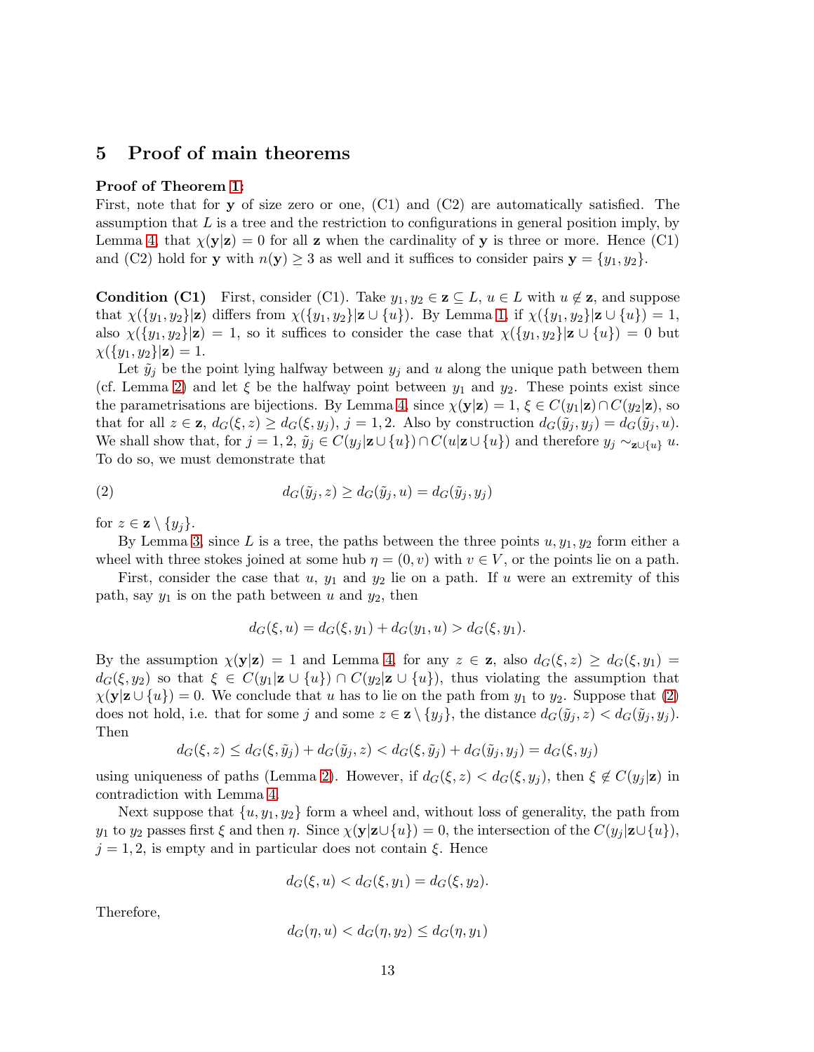## 5 Proof of main theorems

**Proof of Theorem 1:**
First, note that for $\mathbf{y}$ of size zero or one, (C1) and (C2) are automatically satisfied. The assumption that $L$ is a tree and the restriction to configurations in general position imply, by Lemma 4, that $\chi(\mathbf{y}|\mathbf{z}) = 0$ for all $\mathbf{z}$ when the cardinality of $\mathbf{y}$ is three or more. Hence (C1) and (C2) hold for $\mathbf{y}$ with $n(\mathbf{y}) \geq 3$ as well and it suffices to consider pairs $\mathbf{y} = \{y_1, y_2\}$.

**Condition (C1)** First, consider (C1). Take $y_1, y_2 \in \mathbf{z} \subseteq L$, $u \in L$ with $u \notin \mathbf{z}$, and suppose that $\chi(\{y_1, y_2\}|\mathbf{z})$ differs from $\chi(\{y_1, y_2\}|\mathbf{z} \cup \{u\})$. By Lemma 1, if $\chi(\{y_1, y_2\}|\mathbf{z} \cup \{u\}) = 1$, also $\chi(\{y_1, y_2\}|\mathbf{z}) = 1$, so it suffices to consider the case that $\chi(\{y_1, y_2\}|\mathbf{z} \cup \{u\}) = 0$ but $\chi(\{y_1, y_2\}|\mathbf{z}) = 1$.

Let $\tilde{y}_j$ be the point lying halfway between $y_j$ and $u$ along the unique path between them (cf. Lemma 2) and let $\xi$ be the halfway point between $y_1$ and $y_2$. These points exist since the parametrisations are bijections. By Lemma 4, since $\chi(\mathbf{y}|\mathbf{z}) = 1$, $\xi \in C(y_1|\mathbf{z}) \cap C(y_2|\mathbf{z})$, so that for all $z \in \mathbf{z}$, $d_G(\xi, z) \geq d_G(\xi, y_j)$, $j = 1, 2$. Also by construction $d_G(\tilde{y}_j, y_j) = d_G(\tilde{y}_j, u)$. We shall show that, for $j = 1, 2$, $\tilde{y}_j \in C(y_j|\mathbf{z} \cup \{u\}) \cap C(u|\mathbf{z} \cup \{u\})$ and therefore $y_j \sim_{\mathbf{z} \cup \{u\}} u$. To do so, we must demonstrate that

$$d_G(\tilde{y}_j, z) \geq d_G(\tilde{y}_j, u) = d_G(\tilde{y}_j, y_j) \tag{2}$$

for $z \in \mathbf{z} \setminus \{y_j\}$.

By Lemma 3, since $L$ is a tree, the paths between the three points $u, y_1, y_2$ form either a wheel with three stokes joined at some hub $\eta = (0, v)$ with $v \in V$, or the points lie on a path.

First, consider the case that $u$, $y_1$ and $y_2$ lie on a path. If $u$ were an extremity of this path, say $y_1$ is on the path between $u$ and $y_2$, then

$$d_G(\xi, u) = d_G(\xi, y_1) + d_G(y_1, u) > d_G(\xi, y_1).$$

By the assumption $\chi(\mathbf{y}|\mathbf{z}) = 1$ and Lemma 4, for any $z \in \mathbf{z}$, also $d_G(\xi, z) \geq d_G(\xi, y_1) = d_G(\xi, y_2)$ so that $\xi \in C(y_1|\mathbf{z} \cup \{u\}) \cap C(y_2|\mathbf{z} \cup \{u\})$, thus violating the assumption that $\chi(\mathbf{y}|\mathbf{z} \cup \{u\}) = 0$. We conclude that $u$ has to lie on the path from $y_1$ to $y_2$. Suppose that (2) does not hold, i.e. that for some $j$ and some $z \in \mathbf{z} \setminus \{y_j\}$, the distance $d_G(\tilde{y}_j, z) < d_G(\tilde{y}_j, y_j)$. Then

$$d_G(\xi, z) \leq d_G(\xi, \tilde{y}_j) + d_G(\tilde{y}_j, z) < d_G(\xi, \tilde{y}_j) + d_G(\tilde{y}_j, y_j) = d_G(\xi, y_j)$$

using uniqueness of paths (Lemma 2). However, if $d_G(\xi, z) < d_G(\xi, y_j)$, then $\xi \notin C(y_j|\mathbf{z})$ in contradiction with Lemma 4.

Next suppose that $\{u, y_1, y_2\}$ form a wheel and, without loss of generality, the path from $y_1$ to $y_2$ passes first $\xi$ and then $\eta$. Since $\chi(\mathbf{y}|\mathbf{z} \cup \{u\}) = 0$, the intersection of the $C(y_j|\mathbf{z} \cup \{u\})$, $j = 1, 2$, is empty and in particular does not contain $\xi$. Hence

$$d_G(\xi, u) < d_G(\xi, y_1) = d_G(\xi, y_2).$$

Therefore,

$$d_G(\eta, u) < d_G(\eta, y_2) \leq d_G(\eta, y_1)$$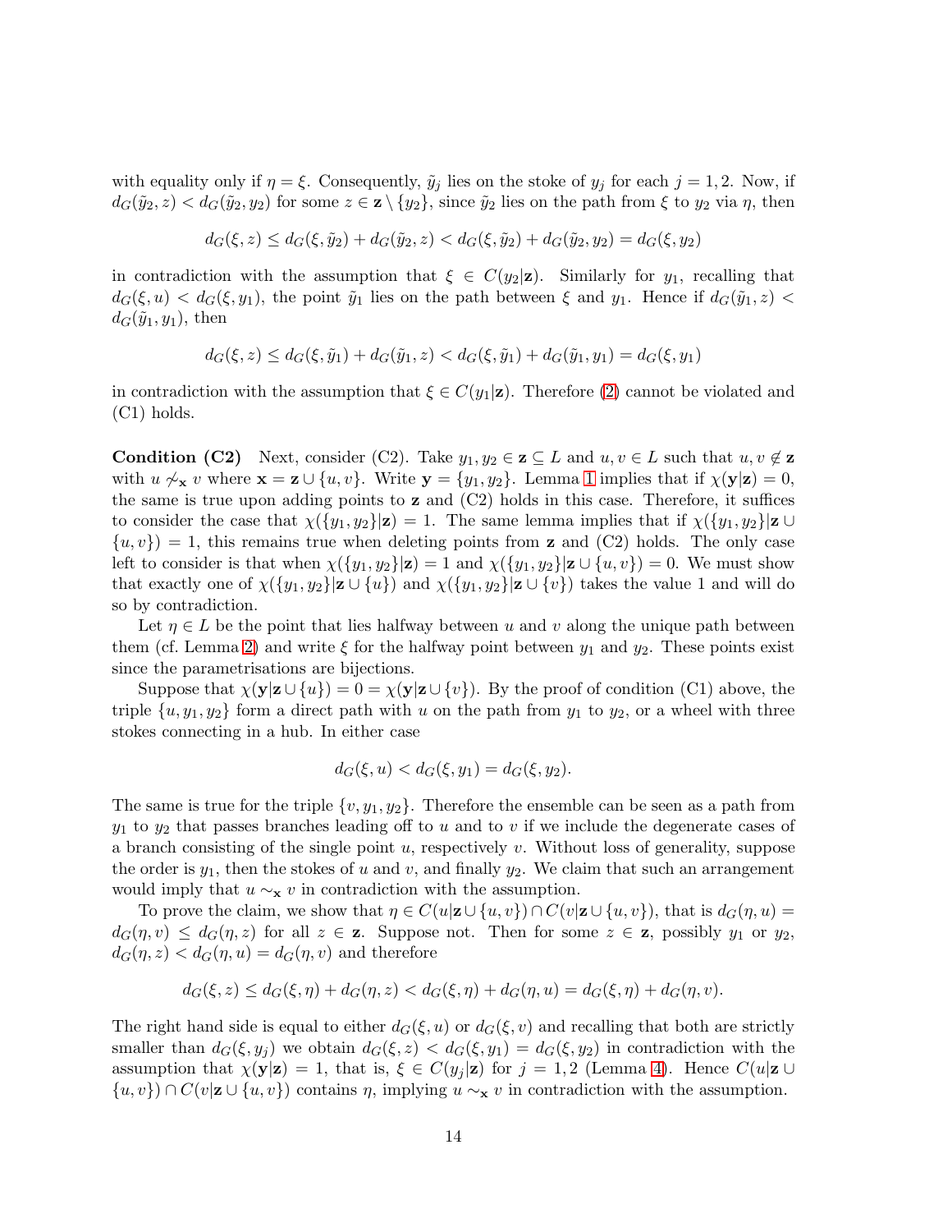with equality only if $\eta = \xi$. Consequently, $\tilde{y}_j$ lies on the stoke of $y_j$ for each $j = 1, 2$. Now, if $d_G(\tilde{y}_2, z) < d_G(\tilde{y}_2, y_2)$ for some $z \in \mathbf{z} \setminus \{y_2\}$, since $\tilde{y}_2$ lies on the path from $\xi$ to $y_2$ via $\eta$, then

$$d_G(\xi, z) \leq d_G(\xi, \tilde{y}_2) + d_G(\tilde{y}_2, z) < d_G(\xi, \tilde{y}_2) + d_G(\tilde{y}_2, y_2) = d_G(\xi, y_2)$$

in contradiction with the assumption that $\xi \in C(y_2|\mathbf{z})$. Similarly for $y_1$, recalling that $d_G(\xi, u) < d_G(\xi, y_1)$, the point $\tilde{y}_1$ lies on the path between $\xi$ and $y_1$. Hence if $d_G(\tilde{y}_1, z) < d_G(\tilde{y}_1, y_1)$, then

$$d_G(\xi, z) \leq d_G(\xi, \tilde{y}_1) + d_G(\tilde{y}_1, z) < d_G(\xi, \tilde{y}_1) + d_G(\tilde{y}_1, y_1) = d_G(\xi, y_1)$$

in contradiction with the assumption that $\xi \in C(y_1|\mathbf{z})$. Therefore (2) cannot be violated and (C1) holds.

**Condition (C2)** Next, consider (C2). Take $y_1, y_2 \in \mathbf{z} \subseteq L$ and $u, v \in L$ such that $u, v \notin \mathbf{z}$ with $u \not\sim_{\mathbf{x}} v$ where $\mathbf{x} = \mathbf{z} \cup \{u, v\}$. Write $\mathbf{y} = \{y_1, y_2\}$. Lemma 1 implies that if $\chi(\mathbf{y}|\mathbf{z}) = 0$, the same is true upon adding points to $\mathbf{z}$ and (C2) holds in this case. Therefore, it suffices to consider the case that $\chi(\{y_1, y_2\}|\mathbf{z}) = 1$. The same lemma implies that if $\chi(\{y_1, y_2\}|\mathbf{z} \cup \{u, v\}) = 1$, this remains true when deleting points from $\mathbf{z}$ and (C2) holds. The only case left to consider is that when $\chi(\{y_1, y_2\}|\mathbf{z}) = 1$ and $\chi(\{y_1, y_2\}|\mathbf{z} \cup \{u, v\}) = 0$. We must show that exactly one of $\chi(\{y_1, y_2\}|\mathbf{z} \cup \{u\})$ and $\chi(\{y_1, y_2\}|\mathbf{z} \cup \{v\})$ takes the value 1 and will do so by contradiction.

Let $\eta \in L$ be the point that lies halfway between $u$ and $v$ along the unique path between them (cf. Lemma 2) and write $\xi$ for the halfway point between $y_1$ and $y_2$. These points exist since the parametrisations are bijections.

Suppose that $\chi(\mathbf{y}|\mathbf{z} \cup \{u\}) = 0 = \chi(\mathbf{y}|\mathbf{z} \cup \{v\})$. By the proof of condition (C1) above, the triple $\{u, y_1, y_2\}$ form a direct path with $u$ on the path from $y_1$ to $y_2$, or a wheel with three stokes connecting in a hub. In either case

$$d_G(\xi, u) < d_G(\xi, y_1) = d_G(\xi, y_2).$$

The same is true for the triple $\{v, y_1, y_2\}$. Therefore the ensemble can be seen as a path from $y_1$ to $y_2$ that passes branches leading off to $u$ and to $v$ if we include the degenerate cases of a branch consisting of the single point $u$, respectively $v$. Without loss of generality, suppose the order is $y_1$, then the stokes of $u$ and $v$, and finally $y_2$. We claim that such an arrangement would imply that $u \sim_{\mathbf{x}} v$ in contradiction with the assumption.

To prove the claim, we show that $\eta \in C(u|\mathbf{z} \cup \{u, v\}) \cap C(v|\mathbf{z} \cup \{u, v\})$, that is $d_G(\eta, u) = d_G(\eta, v) \leq d_G(\eta, z)$ for all $z \in \mathbf{z}$. Suppose not. Then for some $z \in \mathbf{z}$, possibly $y_1$ or $y_2$, $d_G(\eta, z) < d_G(\eta, u) = d_G(\eta, v)$ and therefore

$$d_G(\xi, z) \leq d_G(\xi, \eta) + d_G(\eta, z) < d_G(\xi, \eta) + d_G(\eta, u) = d_G(\xi, \eta) + d_G(\eta, v).$$

The right hand side is equal to either $d_G(\xi, u)$ or $d_G(\xi, v)$ and recalling that both are strictly smaller than $d_G(\xi, y_j)$ we obtain $d_G(\xi, z) < d_G(\xi, y_1) = d_G(\xi, y_2)$ in contradiction with the assumption that $\chi(\mathbf{y}|\mathbf{z}) = 1$, that is, $\xi \in C(y_j|\mathbf{z})$ for $j = 1, 2$ (Lemma 4). Hence $C(u|\mathbf{z} \cup \{u, v\}) \cap C(v|\mathbf{z} \cup \{u, v\})$ contains $\eta$, implying $u \sim_{\mathbf{x}} v$ in contradiction with the assumption.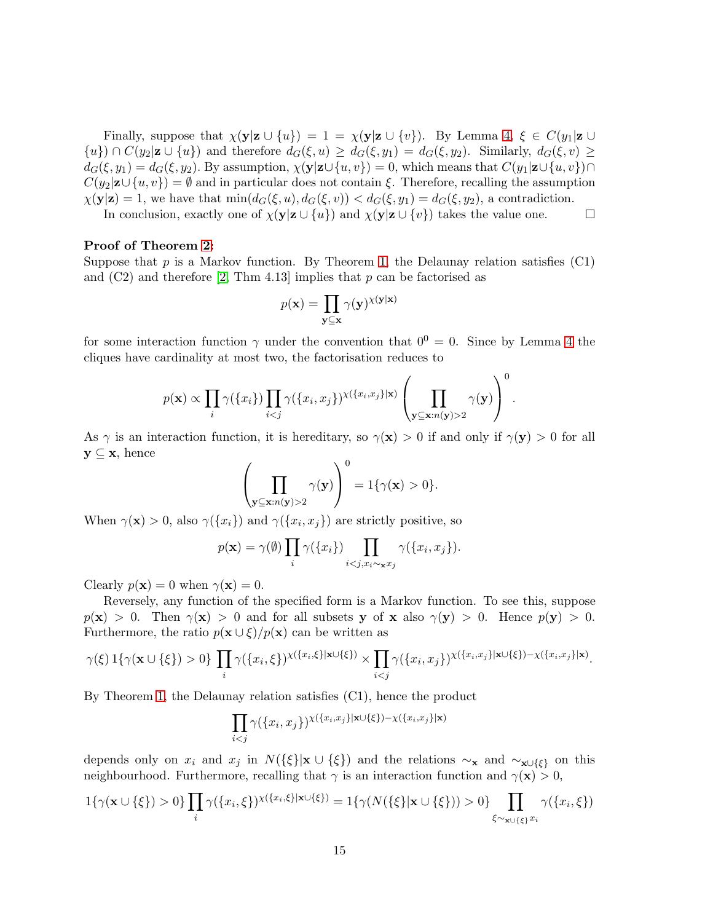Finally, suppose that $\chi(\mathbf{y}|\mathbf{z} \cup \{u\}) = 1 = \chi(\mathbf{y}|\mathbf{z} \cup \{v\})$. By Lemma 4, $\xi \in C(y_1|\mathbf{z} \cup \{u\}) \cap C(y_2|\mathbf{z} \cup \{u\})$ and therefore $d_G(\xi, u) \geq d_G(\xi, y_1) = d_G(\xi, y_2)$. Similarly, $d_G(\xi, v) \geq d_G(\xi, y_1) = d_G(\xi, y_2)$. By assumption, $\chi(\mathbf{y}|\mathbf{z}\cup\{u, v\}) = 0$, which means that $C(y_1|\mathbf{z}\cup\{u, v\}) \cap C(y_2|\mathbf{z}\cup\{u, v\}) = \emptyset$ and in particular does not contain $\xi$. Therefore, recalling the assumption $\chi(\mathbf{y}|\mathbf{z}) = 1$, we have that $\min(d_G(\xi, u), d_G(\xi, v)) < d_G(\xi, y_1) = d_G(\xi, y_2)$, a contradiction.

In conclusion, exactly one of $\chi(\mathbf{y}|\mathbf{z} \cup \{u\})$ and $\chi(\mathbf{y}|\mathbf{z} \cup \{v\})$ takes the value one. □

**Proof of Theorem 2:**
Suppose that $p$ is a Markov function. By Theorem 1, the Delaunay relation satisfies (C1) and (C2) and therefore [2, Thm 4.13] implies that $p$ can be factorised as

$$p(\mathbf{x}) = \prod_{\mathbf{y} \subseteq \mathbf{x}} \gamma(\mathbf{y})^{\chi(\mathbf{y}|\mathbf{x})}$$

for some interaction function $\gamma$ under the convention that $0^0 = 0$. Since by Lemma 4 the cliques have cardinality at most two, the factorisation reduces to

$$p(\mathbf{x}) \propto \prod_i \gamma(\{x_i\}) \prod_{i<j} \gamma(\{x_i, x_j\})^{\chi(\{x_i,x_j\}|\mathbf{x})} \left( \prod_{\mathbf{y}\subseteq \mathbf{x}: n(\mathbf{y})>2} \gamma(\mathbf{y}) \right)^0 .$$

As $\gamma$ is an interaction function, it is hereditary, so $\gamma(\mathbf{x}) > 0$ if and only if $\gamma(\mathbf{y}) > 0$ for all $\mathbf{y} \subseteq \mathbf{x}$, hence

$$\left( \prod_{\mathbf{y}\subseteq \mathbf{x}: n(\mathbf{y})>2} \gamma(\mathbf{y}) \right)^0 = 1\{\gamma(\mathbf{x}) > 0\}.$$

When $\gamma(\mathbf{x}) > 0$, also $\gamma(\{x_i\})$ and $\gamma(\{x_i, x_j\})$ are strictly positive, so

$$p(\mathbf{x}) = \gamma(\emptyset) \prod_i \gamma(\{x_i\}) \prod_{i<j, x_i \sim_{\mathbf{x}} x_j} \gamma(\{x_i, x_j\}).$$

Clearly $p(\mathbf{x}) = 0$ when $\gamma(\mathbf{x}) = 0$.

Reversely, any function of the specified form is a Markov function. To see this, suppose $p(\mathbf{x}) > 0$. Then $\gamma(\mathbf{x}) > 0$ and for all subsets $\mathbf{y}$ of $\mathbf{x}$ also $\gamma(\mathbf{y}) > 0$. Hence $p(\mathbf{y}) > 0$. Furthermore, the ratio $p(\mathbf{x} \cup \xi)/p(\mathbf{x})$ can be written as

$$\gamma(\xi)\, 1\{\gamma(\mathbf{x} \cup \{\xi\}) > 0\} \prod_i \gamma(\{x_i, \xi\})^{\chi(\{x_i,\xi\}|\mathbf{x}\cup\{\xi\})} \times \prod_{i<j} \gamma(\{x_i, x_j\})^{\chi(\{x_i,x_j\}|\mathbf{x}\cup\{\xi\}) - \chi(\{x_i,x_j\}|\mathbf{x})}.$$

By Theorem 1, the Delaunay relation satisfies (C1), hence the product

$$\prod_{i<j} \gamma(\{x_i, x_j\})^{\chi(\{x_i,x_j\}|\mathbf{x}\cup\{\xi\}) - \chi(\{x_i,x_j\}|\mathbf{x})}$$

depends only on $x_i$ and $x_j$ in $N(\{\xi\}|\mathbf{x} \cup \{\xi\})$ and the relations $\sim_{\mathbf{x}}$ and $\sim_{\mathbf{x}\cup\{\xi\}}$ on this neighbourhood. Furthermore, recalling that $\gamma$ is an interaction function and $\gamma(\mathbf{x}) > 0$,

$$1\{\gamma(\mathbf{x} \cup \{\xi\}) > 0\} \prod_i \gamma(\{x_i, \xi\})^{\chi(\{x_i,\xi\}|\mathbf{x}\cup\{\xi\})} = 1\{\gamma(N(\{\xi\}|\mathbf{x} \cup \{\xi\})) > 0\} \prod_{\xi \sim_{\mathbf{x}\cup\{\xi\}} x_i} \gamma(\{x_i, \xi\})$$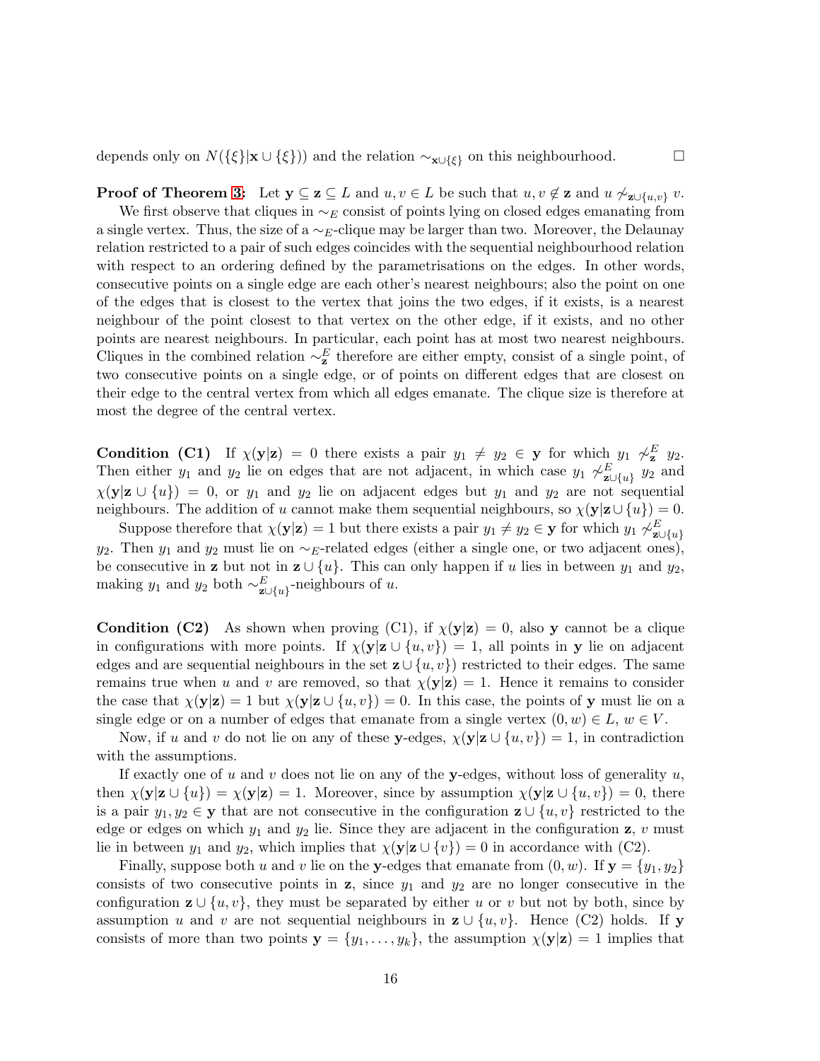depends only on $N(\{\xi\}|\mathbf{x} \cup \{\xi\})$ and the relation $\sim_{\mathbf{x}\cup\{\xi\}}$ on this neighbourhood. □

**Proof of Theorem 3:** Let $\mathbf{y} \subseteq \mathbf{z} \subseteq L$ and $u, v \in L$ be such that $u, v \notin \mathbf{z}$ and $u \not\sim_{\mathbf{z}\cup\{u,v\}} v$.

We first observe that cliques in $\sim_E$ consist of points lying on closed edges emanating from a single vertex. Thus, the size of a $\sim_E$-clique may be larger than two. Moreover, the Delaunay relation restricted to a pair of such edges coincides with the sequential neighbourhood relation with respect to an ordering defined by the parametrisations on the edges. In other words, consecutive points on a single edge are each other's nearest neighbours; also the point on one of the edges that is closest to the vertex that joins the two edges, if it exists, is a nearest neighbour of the point closest to that vertex on the other edge, if it exists, and no other points are nearest neighbours. In particular, each point has at most two nearest neighbours. Cliques in the combined relation $\sim^E_{\mathbf{z}}$ therefore are either empty, consist of a single point, of two consecutive points on a single edge, or of points on different edges that are closest on their edge to the central vertex from which all edges emanate. The clique size is therefore at most the degree of the central vertex.

**Condition (C1)** If $\chi(\mathbf{y}|\mathbf{z}) = 0$ there exists a pair $y_1 \neq y_2 \in \mathbf{y}$ for which $y_1 \not\sim^E_{\mathbf{z}} y_2$. Then either $y_1$ and $y_2$ lie on edges that are not adjacent, in which case $y_1 \not\sim^E_{\mathbf{z}\cup\{u\}} y_2$ and $\chi(\mathbf{y}|\mathbf{z} \cup \{u\}) = 0$, or $y_1$ and $y_2$ lie on adjacent edges but $y_1$ and $y_2$ are not sequential neighbours. The addition of $u$ cannot make them sequential neighbours, so $\chi(\mathbf{y}|\mathbf{z}\cup\{u\}) = 0$.

Suppose therefore that $\chi(\mathbf{y}|\mathbf{z}) = 1$ but there exists a pair $y_1 \neq y_2 \in \mathbf{y}$ for which $y_1 \not\sim^E_{\mathbf{z}\cup\{u\}} y_2$. Then $y_1$ and $y_2$ must lie on $\sim_E$-related edges (either a single one, or two adjacent ones), be consecutive in $\mathbf{z}$ but not in $\mathbf{z} \cup \{u\}$. This can only happen if $u$ lies in between $y_1$ and $y_2$, making $y_1$ and $y_2$ both $\sim^E_{\mathbf{z}\cup\{u\}}$-neighbours of $u$.

**Condition (C2)** As shown when proving (C1), if $\chi(\mathbf{y}|\mathbf{z}) = 0$, also $\mathbf{y}$ cannot be a clique in configurations with more points. If $\chi(\mathbf{y}|\mathbf{z} \cup \{u, v\}) = 1$, all points in $\mathbf{y}$ lie on adjacent edges and are sequential neighbours in the set $\mathbf{z} \cup \{u, v\})$ restricted to their edges. The same remains true when $u$ and $v$ are removed, so that $\chi(\mathbf{y}|\mathbf{z}) = 1$. Hence it remains to consider the case that $\chi(\mathbf{y}|\mathbf{z}) = 1$ but $\chi(\mathbf{y}|\mathbf{z} \cup \{u, v\}) = 0$. In this case, the points of $\mathbf{y}$ must lie on a single edge or on a number of edges that emanate from a single vertex $(0, w) \in L$, $w \in V$.

Now, if $u$ and $v$ do not lie on any of these $\mathbf{y}$-edges, $\chi(\mathbf{y}|\mathbf{z} \cup \{u, v\}) = 1$, in contradiction with the assumptions.

If exactly one of $u$ and $v$ does not lie on any of the $\mathbf{y}$-edges, without loss of generality $u$, then $\chi(\mathbf{y}|\mathbf{z} \cup \{u\}) = \chi(\mathbf{y}|\mathbf{z}) = 1$. Moreover, since by assumption $\chi(\mathbf{y}|\mathbf{z} \cup \{u, v\}) = 0$, there is a pair $y_1, y_2 \in \mathbf{y}$ that are not consecutive in the configuration $\mathbf{z} \cup \{u, v\}$ restricted to the edge or edges on which $y_1$ and $y_2$ lie. Since they are adjacent in the configuration $\mathbf{z}$, $v$ must lie in between $y_1$ and $y_2$, which implies that $\chi(\mathbf{y}|\mathbf{z} \cup \{v\}) = 0$ in accordance with (C2).

Finally, suppose both $u$ and $v$ lie on the $\mathbf{y}$-edges that emanate from $(0, w)$. If $\mathbf{y} = \{y_1, y_2\}$ consists of two consecutive points in $\mathbf{z}$, since $y_1$ and $y_2$ are no longer consecutive in the configuration $\mathbf{z} \cup \{u, v\}$, they must be separated by either $u$ or $v$ but not by both, since by assumption $u$ and $v$ are not sequential neighbours in $\mathbf{z} \cup \{u, v\}$. Hence (C2) holds. If $\mathbf{y}$ consists of more than two points $\mathbf{y} = \{y_1, \ldots, y_k\}$, the assumption $\chi(\mathbf{y}|\mathbf{z}) = 1$ implies that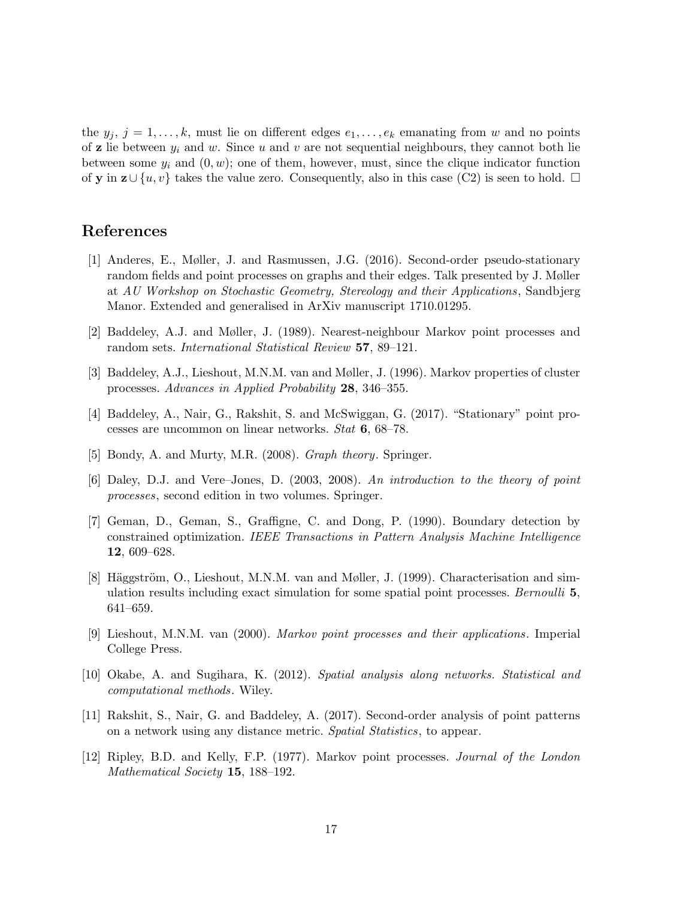the $y_j$, $j = 1, \ldots, k$, must lie on different edges $e_1, \ldots, e_k$ emanating from $w$ and no points of $\mathbf{z}$ lie between $y_i$ and $w$. Since $u$ and $v$ are not sequential neighbours, they cannot both lie between some $y_i$ and $(0, w)$; one of them, however, must, since the clique indicator function of $\mathbf{y}$ in $\mathbf{z} \cup \{u, v\}$ takes the value zero. Consequently, also in this case (C2) is seen to hold. $\square$

## References

[1] Anderes, E., Møller, J. and Rasmussen, J.G. (2016). Second-order pseudo-stationary random fields and point processes on graphs and their edges. Talk presented by J. Møller at *AU Workshop on Stochastic Geometry, Stereology and their Applications*, Sandbjerg Manor. Extended and generalised in ArXiv manuscript 1710.01295.

[2] Baddeley, A.J. and Møller, J. (1989). Nearest-neighbour Markov point processes and random sets. *International Statistical Review* **57**, 89–121.

[3] Baddeley, A.J., Lieshout, M.N.M. van and Møller, J. (1996). Markov properties of cluster processes. *Advances in Applied Probability* **28**, 346–355.

[4] Baddeley, A., Nair, G., Rakshit, S. and McSwiggan, G. (2017). "Stationary" point processes are uncommon on linear networks. *Stat* **6**, 68–78.

[5] Bondy, A. and Murty, M.R. (2008). *Graph theory*. Springer.

[6] Daley, D.J. and Vere–Jones, D. (2003, 2008). *An introduction to the theory of point processes*, second edition in two volumes. Springer.

[7] Geman, D., Geman, S., Graffigne, C. and Dong, P. (1990). Boundary detection by constrained optimization. *IEEE Transactions in Pattern Analysis Machine Intelligence* **12**, 609–628.

[8] Häggström, O., Lieshout, M.N.M. van and Møller, J. (1999). Characterisation and simulation results including exact simulation for some spatial point processes. *Bernoulli* **5**, 641–659.

[9] Lieshout, M.N.M. van (2000). *Markov point processes and their applications*. Imperial College Press.

[10] Okabe, A. and Sugihara, K. (2012). *Spatial analysis along networks. Statistical and computational methods*. Wiley.

[11] Rakshit, S., Nair, G. and Baddeley, A. (2017). Second-order analysis of point patterns on a network using any distance metric. *Spatial Statistics*, to appear.

[12] Ripley, B.D. and Kelly, F.P. (1977). Markov point processes. *Journal of the London Mathematical Society* **15**, 188–192.